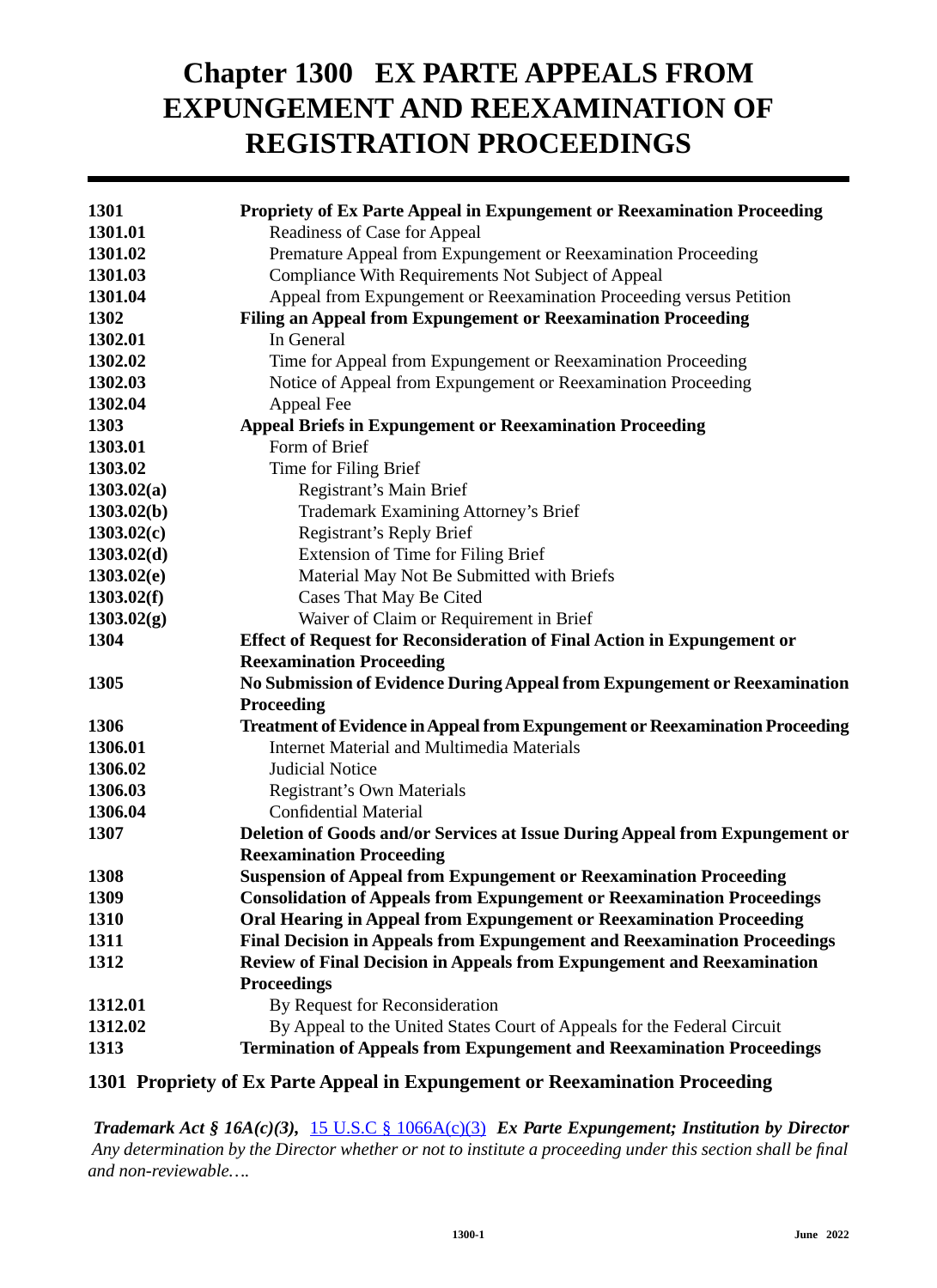# Chapter 1300 EX PARTE APPEALS FROM EXPUNGEMENT AND REEXAMINATION OF REGISTRATION PROCEEDINGS

| | |
|---|---|
| **1301** | **Propriety of Ex Parte Appeal in Expungement or Reexamination Proceeding** |
| **1301.01** | Readiness of Case for Appeal |
| **1301.02** | Premature Appeal from Expungement or Reexamination Proceeding |
| **1301.03** | Compliance With Requirements Not Subject of Appeal |
| **1301.04** | Appeal from Expungement or Reexamination Proceeding versus Petition |
| **1302** | **Filing an Appeal from Expungement or Reexamination Proceeding** |
| **1302.01** | In General |
| **1302.02** | Time for Appeal from Expungement or Reexamination Proceeding |
| **1302.03** | Notice of Appeal from Expungement or Reexamination Proceeding |
| **1302.04** | Appeal Fee |
| **1303** | **Appeal Briefs in Expungement or Reexamination Proceeding** |
| **1303.01** | Form of Brief |
| **1303.02** | Time for Filing Brief |
| **1303.02(a)** | Registrant's Main Brief |
| **1303.02(b)** | Trademark Examining Attorney's Brief |
| **1303.02(c)** | Registrant's Reply Brief |
| **1303.02(d)** | Extension of Time for Filing Brief |
| **1303.02(e)** | Material May Not Be Submitted with Briefs |
| **1303.02(f)** | Cases That May Be Cited |
| **1303.02(g)** | Waiver of Claim or Requirement in Brief |
| **1304** | **Effect of Request for Reconsideration of Final Action in Expungement or Reexamination Proceeding** |
| **1305** | **No Submission of Evidence During Appeal from Expungement or Reexamination Proceeding** |
| **1306** | **Treatment of Evidence in Appeal from Expungement or Reexamination Proceeding** |
| **1306.01** | Internet Material and Multimedia Materials |
| **1306.02** | Judicial Notice |
| **1306.03** | Registrant's Own Materials |
| **1306.04** | Confidential Material |
| **1307** | **Deletion of Goods and/or Services at Issue During Appeal from Expungement or Reexamination Proceeding** |
| **1308** | **Suspension of Appeal from Expungement or Reexamination Proceeding** |
| **1309** | **Consolidation of Appeals from Expungement or Reexamination Proceedings** |
| **1310** | **Oral Hearing in Appeal from Expungement or Reexamination Proceeding** |
| **1311** | **Final Decision in Appeals from Expungement and Reexamination Proceedings** |
| **1312** | **Review of Final Decision in Appeals from Expungement and Reexamination Proceedings** |
| **1312.01** | By Request for Reconsideration |
| **1312.02** | By Appeal to the United States Court of Appeals for the Federal Circuit |
| **1313** | **Termination of Appeals from Expungement and Reexamination Proceedings** |

## 1301 Propriety of Ex Parte Appeal in Expungement or Reexamination Proceeding

***Trademark Act § 16A(c)(3),*** 15 U.S.C § 1066A(c)(3) ***Ex Parte Expungement; Institution by Director***
*Any determination by the Director whether or not to institute a proceeding under this section shall be final and non-reviewable….*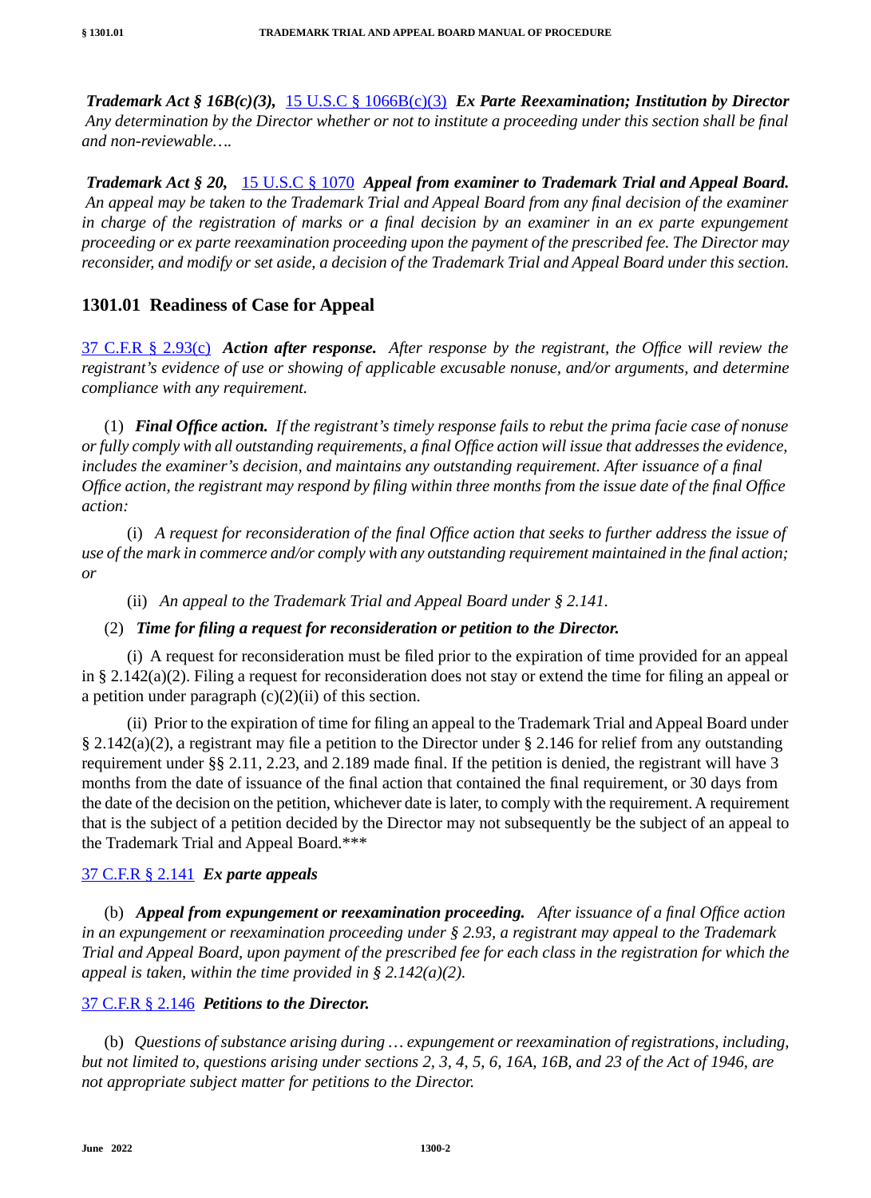*__Trademark Act § 16B(c)(3),__* 15 U.S.C § 1066B(c)(3) *__Ex Parte Reexamination; Institution by Director__* *Any determination by the Director whether or not to institute a proceeding under this section shall be final and non-reviewable….*

*__Trademark Act § 20,__* 15 U.S.C § 1070 *__Appeal from examiner to Trademark Trial and Appeal Board.__* *An appeal may be taken to the Trademark Trial and Appeal Board from any final decision of the examiner in charge of the registration of marks or a final decision by an examiner in an ex parte expungement proceeding or ex parte reexamination proceeding upon the payment of the prescribed fee. The Director may reconsider, and modify or set aside, a decision of the Trademark Trial and Appeal Board under this section.*

## 1301.01 Readiness of Case for Appeal

37 C.F.R § 2.93(c) *__Action after response.__* *After response by the registrant, the Office will review the registrant's evidence of use or showing of applicable excusable nonuse, and/or arguments, and determine compliance with any requirement.*

(1) *__Final Office action.__* *If the registrant's timely response fails to rebut the prima facie case of nonuse or fully comply with all outstanding requirements, a final Office action will issue that addresses the evidence, includes the examiner's decision, and maintains any outstanding requirement. After issuance of a final Office action, the registrant may respond by filing within three months from the issue date of the final Office action:*

(i) *A request for reconsideration of the final Office action that seeks to further address the issue of use of the mark in commerce and/or comply with any outstanding requirement maintained in the final action; or*

(ii) *An appeal to the Trademark Trial and Appeal Board under § 2.141.*

(2) *__Time for filing a request for reconsideration or petition to the Director.__*

(i) A request for reconsideration must be filed prior to the expiration of time provided for an appeal in § 2.142(a)(2). Filing a request for reconsideration does not stay or extend the time for filing an appeal or a petition under paragraph (c)(2)(ii) of this section.

(ii) Prior to the expiration of time for filing an appeal to the Trademark Trial and Appeal Board under § 2.142(a)(2), a registrant may file a petition to the Director under § 2.146 for relief from any outstanding requirement under §§ 2.11, 2.23, and 2.189 made final. If the petition is denied, the registrant will have 3 months from the date of issuance of the final action that contained the final requirement, or 30 days from the date of the decision on the petition, whichever date is later, to comply with the requirement. A requirement that is the subject of a petition decided by the Director may not subsequently be the subject of an appeal to the Trademark Trial and Appeal Board.***

37 C.F.R § 2.141 *__Ex parte appeals__*

(b) *__Appeal from expungement or reexamination proceeding.__* *After issuance of a final Office action in an expungement or reexamination proceeding under § 2.93, a registrant may appeal to the Trademark Trial and Appeal Board, upon payment of the prescribed fee for each class in the registration for which the appeal is taken, within the time provided in § 2.142(a)(2).*

37 C.F.R § 2.146 *__Petitions to the Director.__*

(b) *Questions of substance arising during … expungement or reexamination of registrations, including, but not limited to, questions arising under sections 2, 3, 4, 5, 6, 16A, 16B, and 23 of the Act of 1946, are not appropriate subject matter for petitions to the Director.*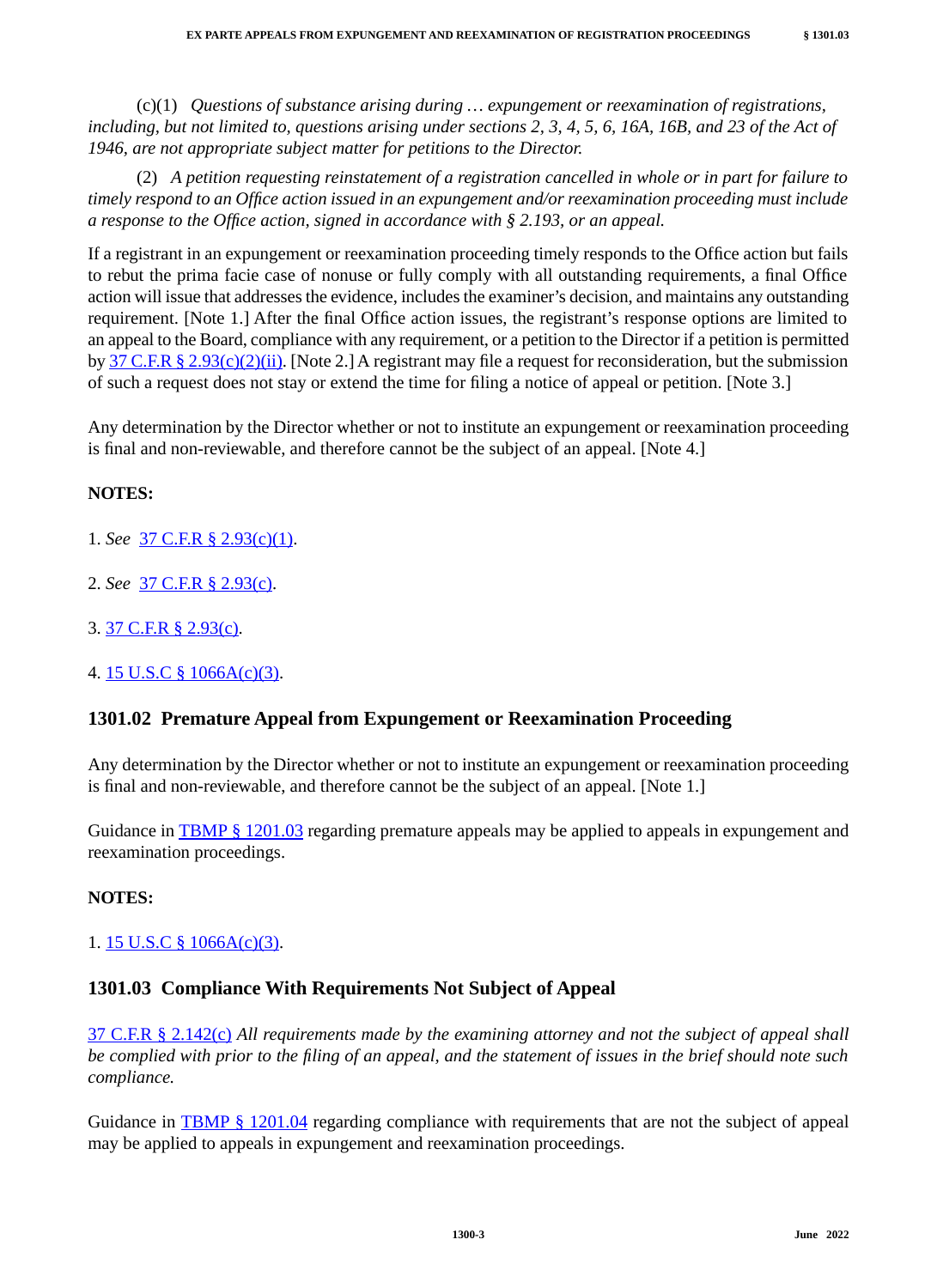(c)(1) *Questions of substance arising during … expungement or reexamination of registrations, including, but not limited to, questions arising under sections 2, 3, 4, 5, 6, 16A, 16B, and 23 of the Act of 1946, are not appropriate subject matter for petitions to the Director.*

(2) *A petition requesting reinstatement of a registration cancelled in whole or in part for failure to timely respond to an Office action issued in an expungement and/or reexamination proceeding must include a response to the Office action, signed in accordance with § 2.193, or an appeal.*

If a registrant in an expungement or reexamination proceeding timely responds to the Office action but fails to rebut the prima facie case of nonuse or fully comply with all outstanding requirements, a final Office action will issue that addresses the evidence, includes the examiner's decision, and maintains any outstanding requirement. [Note 1.] After the final Office action issues, the registrant's response options are limited to an appeal to the Board, compliance with any requirement, or a petition to the Director if a petition is permitted by 37 C.F.R § 2.93(c)(2)(ii). [Note 2.] A registrant may file a request for reconsideration, but the submission of such a request does not stay or extend the time for filing a notice of appeal or petition. [Note 3.]

Any determination by the Director whether or not to institute an expungement or reexamination proceeding is final and non-reviewable, and therefore cannot be the subject of an appeal. [Note 4.]

**NOTES:**

1. *See* 37 C.F.R § 2.93(c)(1).

2. *See* 37 C.F.R § 2.93(c).

3. 37 C.F.R § 2.93(c).

4. 15 U.S.C § 1066A(c)(3).

## 1301.02 Premature Appeal from Expungement or Reexamination Proceeding

Any determination by the Director whether or not to institute an expungement or reexamination proceeding is final and non-reviewable, and therefore cannot be the subject of an appeal. [Note 1.]

Guidance in TBMP § 1201.03 regarding premature appeals may be applied to appeals in expungement and reexamination proceedings.

**NOTES:**

1. 15 U.S.C § 1066A(c)(3).

## 1301.03 Compliance With Requirements Not Subject of Appeal

37 C.F.R § 2.142(c) *All requirements made by the examining attorney and not the subject of appeal shall be complied with prior to the filing of an appeal, and the statement of issues in the brief should note such compliance.*

Guidance in TBMP § 1201.04 regarding compliance with requirements that are not the subject of appeal may be applied to appeals in expungement and reexamination proceedings.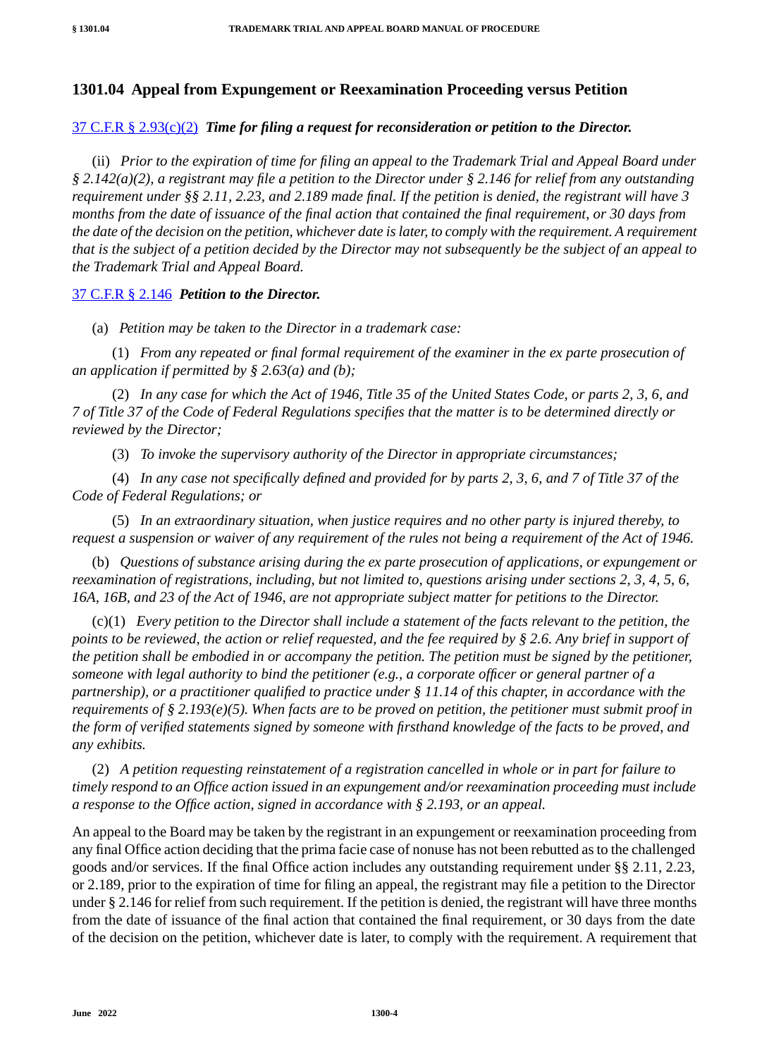## 1301.04 Appeal from Expungement or Reexamination Proceeding versus Petition

[37 C.F.R § 2.93(c)(2)](#) ***Time for filing a request for reconsideration or petition to the Director.***

(ii) *Prior to the expiration of time for filing an appeal to the Trademark Trial and Appeal Board under § 2.142(a)(2), a registrant may file a petition to the Director under § 2.146 for relief from any outstanding requirement under §§ 2.11, 2.23, and 2.189 made final. If the petition is denied, the registrant will have 3 months from the date of issuance of the final action that contained the final requirement, or 30 days from the date of the decision on the petition, whichever date is later, to comply with the requirement. A requirement that is the subject of a petition decided by the Director may not subsequently be the subject of an appeal to the Trademark Trial and Appeal Board.*

[37 C.F.R § 2.146](#) ***Petition to the Director.***

(a) *Petition may be taken to the Director in a trademark case:*

(1) *From any repeated or final formal requirement of the examiner in the ex parte prosecution of an application if permitted by § 2.63(a) and (b);*

(2) *In any case for which the Act of 1946, Title 35 of the United States Code, or parts 2, 3, 6, and 7 of Title 37 of the Code of Federal Regulations specifies that the matter is to be determined directly or reviewed by the Director;*

(3) *To invoke the supervisory authority of the Director in appropriate circumstances;*

(4) *In any case not specifically defined and provided for by parts 2, 3, 6, and 7 of Title 37 of the Code of Federal Regulations; or*

(5) *In an extraordinary situation, when justice requires and no other party is injured thereby, to request a suspension or waiver of any requirement of the rules not being a requirement of the Act of 1946.*

(b) *Questions of substance arising during the ex parte prosecution of applications, or expungement or reexamination of registrations, including, but not limited to, questions arising under sections 2, 3, 4, 5, 6, 16A, 16B, and 23 of the Act of 1946, are not appropriate subject matter for petitions to the Director.*

(c)(1) *Every petition to the Director shall include a statement of the facts relevant to the petition, the points to be reviewed, the action or relief requested, and the fee required by § 2.6. Any brief in support of the petition shall be embodied in or accompany the petition. The petition must be signed by the petitioner, someone with legal authority to bind the petitioner (e.g., a corporate officer or general partner of a partnership), or a practitioner qualified to practice under § 11.14 of this chapter, in accordance with the requirements of § 2.193(e)(5). When facts are to be proved on petition, the petitioner must submit proof in the form of verified statements signed by someone with firsthand knowledge of the facts to be proved, and any exhibits.*

(2) *A petition requesting reinstatement of a registration cancelled in whole or in part for failure to timely respond to an Office action issued in an expungement and/or reexamination proceeding must include a response to the Office action, signed in accordance with § 2.193, or an appeal.*

An appeal to the Board may be taken by the registrant in an expungement or reexamination proceeding from any final Office action deciding that the prima facie case of nonuse has not been rebutted as to the challenged goods and/or services. If the final Office action includes any outstanding requirement under §§ 2.11, 2.23, or 2.189, prior to the expiration of time for filing an appeal, the registrant may file a petition to the Director under § 2.146 for relief from such requirement. If the petition is denied, the registrant will have three months from the date of issuance of the final action that contained the final requirement, or 30 days from the date of the decision on the petition, whichever date is later, to comply with the requirement. A requirement that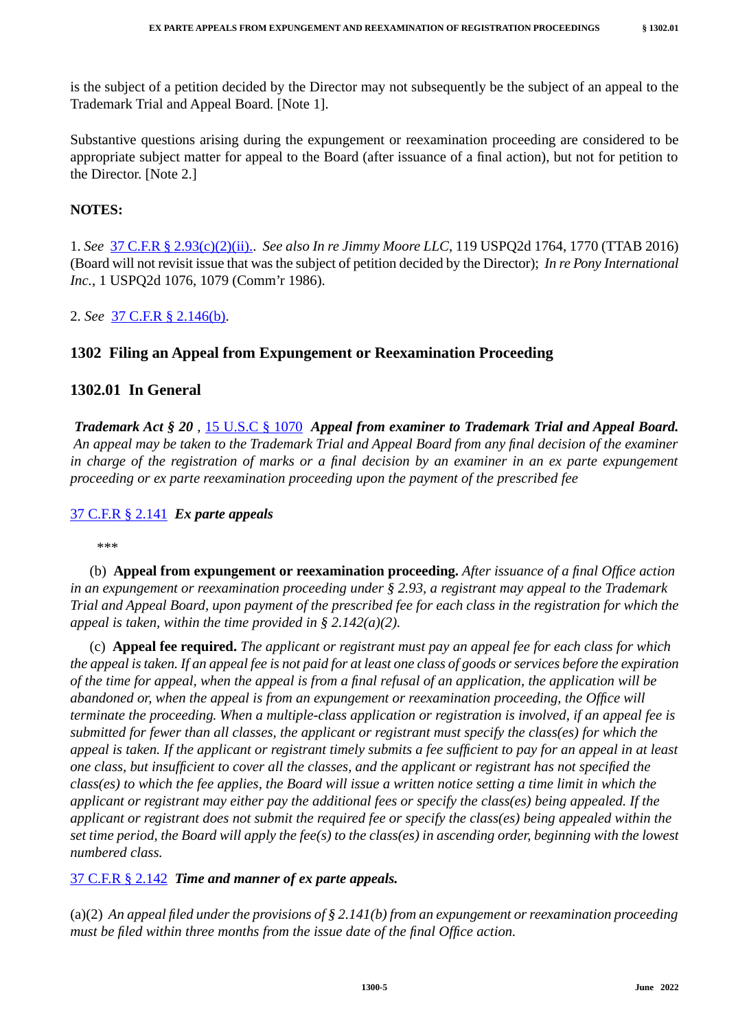is the subject of a petition decided by the Director may not subsequently be the subject of an appeal to the Trademark Trial and Appeal Board. [Note 1].

Substantive questions arising during the expungement or reexamination proceeding are considered to be appropriate subject matter for appeal to the Board (after issuance of a final action), but not for petition to the Director. [Note 2.]

**NOTES:**

1. *See* 37 C.F.R § 2.93(c)(2)(ii).. *See also In re Jimmy Moore LLC*, 119 USPQ2d 1764, 1770 (TTAB 2016) (Board will not revisit issue that was the subject of petition decided by the Director); *In re Pony International Inc.*, 1 USPQ2d 1076, 1079 (Comm'r 1986).

2. *See* 37 C.F.R § 2.146(b).

## 1302 Filing an Appeal from Expungement or Reexamination Proceeding

### 1302.01 In General

***Trademark Act § 20*** , 15 U.S.C § 1070 ***Appeal from examiner to Trademark Trial and Appeal Board.*** *An appeal may be taken to the Trademark Trial and Appeal Board from any final decision of the examiner in charge of the registration of marks or a final decision by an examiner in an ex parte expungement proceeding or ex parte reexamination proceeding upon the payment of the prescribed fee*

37 C.F.R § 2.141 ***Ex parte appeals***

\*\*\*

(b) **Appeal from expungement or reexamination proceeding.** *After issuance of a final Office action in an expungement or reexamination proceeding under § 2.93, a registrant may appeal to the Trademark Trial and Appeal Board, upon payment of the prescribed fee for each class in the registration for which the appeal is taken, within the time provided in § 2.142(a)(2).*

(c) **Appeal fee required.** *The applicant or registrant must pay an appeal fee for each class for which the appeal is taken. If an appeal fee is not paid for at least one class of goods or services before the expiration of the time for appeal, when the appeal is from a final refusal of an application, the application will be abandoned or, when the appeal is from an expungement or reexamination proceeding, the Office will terminate the proceeding. When a multiple-class application or registration is involved, if an appeal fee is submitted for fewer than all classes, the applicant or registrant must specify the class(es) for which the appeal is taken. If the applicant or registrant timely submits a fee sufficient to pay for an appeal in at least one class, but insufficient to cover all the classes, and the applicant or registrant has not specified the class(es) to which the fee applies, the Board will issue a written notice setting a time limit in which the applicant or registrant may either pay the additional fees or specify the class(es) being appealed. If the applicant or registrant does not submit the required fee or specify the class(es) being appealed within the set time period, the Board will apply the fee(s) to the class(es) in ascending order, beginning with the lowest numbered class.*

37 C.F.R § 2.142 ***Time and manner of ex parte appeals.***

(a)(2) *An appeal filed under the provisions of § 2.141(b) from an expungement or reexamination proceeding must be filed within three months from the issue date of the final Office action.*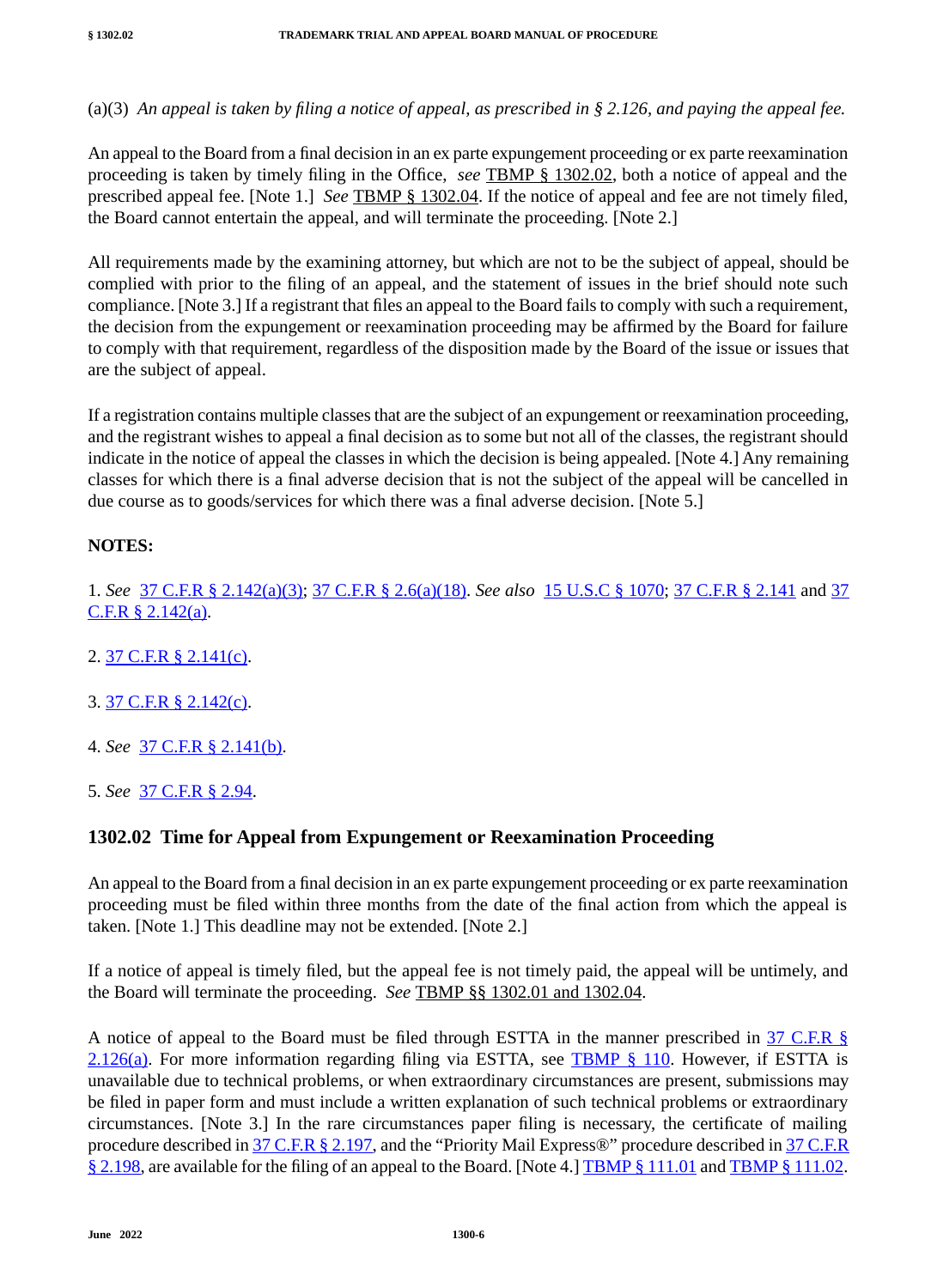(a)(3) *An appeal is taken by filing a notice of appeal, as prescribed in § 2.126, and paying the appeal fee.*

An appeal to the Board from a final decision in an ex parte expungement proceeding or ex parte reexamination proceeding is taken by timely filing in the Office, *see* TBMP § 1302.02, both a notice of appeal and the prescribed appeal fee. [Note 1.] *See* TBMP § 1302.04. If the notice of appeal and fee are not timely filed, the Board cannot entertain the appeal, and will terminate the proceeding. [Note 2.]

All requirements made by the examining attorney, but which are not to be the subject of appeal, should be complied with prior to the filing of an appeal, and the statement of issues in the brief should note such compliance. [Note 3.] If a registrant that files an appeal to the Board fails to comply with such a requirement, the decision from the expungement or reexamination proceeding may be affirmed by the Board for failure to comply with that requirement, regardless of the disposition made by the Board of the issue or issues that are the subject of appeal.

If a registration contains multiple classes that are the subject of an expungement or reexamination proceeding, and the registrant wishes to appeal a final decision as to some but not all of the classes, the registrant should indicate in the notice of appeal the classes in which the decision is being appealed. [Note 4.] Any remaining classes for which there is a final adverse decision that is not the subject of the appeal will be cancelled in due course as to goods/services for which there was a final adverse decision. [Note 5.]

**NOTES:**

1. *See* 37 C.F.R § 2.142(a)(3); 37 C.F.R § 2.6(a)(18). *See also* 15 U.S.C § 1070; 37 C.F.R § 2.141 and 37 C.F.R § 2.142(a).

2. 37 C.F.R § 2.141(c).

3. 37 C.F.R § 2.142(c).

4. *See* 37 C.F.R § 2.141(b).

5. *See* 37 C.F.R § 2.94.

## 1302.02 Time for Appeal from Expungement or Reexamination Proceeding

An appeal to the Board from a final decision in an ex parte expungement proceeding or ex parte reexamination proceeding must be filed within three months from the date of the final action from which the appeal is taken. [Note 1.] This deadline may not be extended. [Note 2.]

If a notice of appeal is timely filed, but the appeal fee is not timely paid, the appeal will be untimely, and the Board will terminate the proceeding. *See* TBMP §§ 1302.01 and 1302.04.

A notice of appeal to the Board must be filed through ESTTA in the manner prescribed in 37 C.F.R § 2.126(a). For more information regarding filing via ESTTA, see TBMP § 110. However, if ESTTA is unavailable due to technical problems, or when extraordinary circumstances are present, submissions may be filed in paper form and must include a written explanation of such technical problems or extraordinary circumstances. [Note 3.] In the rare circumstances paper filing is necessary, the certificate of mailing procedure described in 37 C.F.R § 2.197, and the "Priority Mail Express®" procedure described in 37 C.F.R § 2.198, are available for the filing of an appeal to the Board. [Note 4.] TBMP § 111.01 and TBMP § 111.02.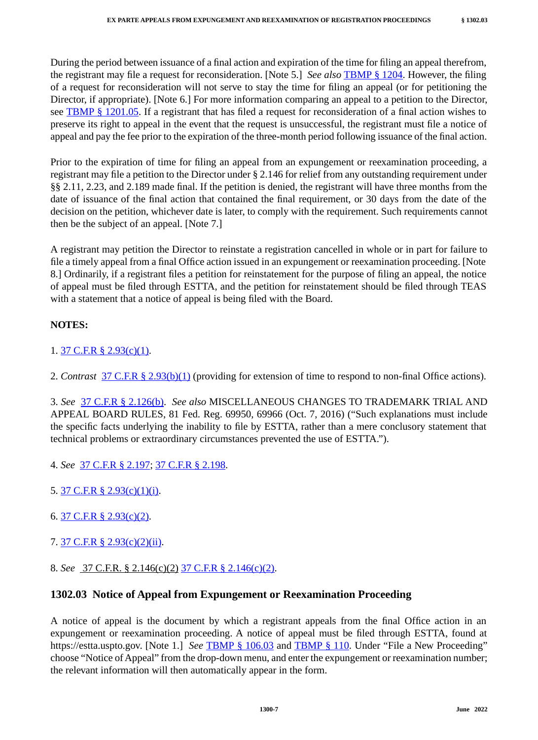During the period between issuance of a final action and expiration of the time for filing an appeal therefrom, the registrant may file a request for reconsideration. [Note 5.] *See also* TBMP § 1204. However, the filing of a request for reconsideration will not serve to stay the time for filing an appeal (or for petitioning the Director, if appropriate). [Note 6.] For more information comparing an appeal to a petition to the Director, see TBMP § 1201.05. If a registrant that has filed a request for reconsideration of a final action wishes to preserve its right to appeal in the event that the request is unsuccessful, the registrant must file a notice of appeal and pay the fee prior to the expiration of the three-month period following issuance of the final action.

Prior to the expiration of time for filing an appeal from an expungement or reexamination proceeding, a registrant may file a petition to the Director under § 2.146 for relief from any outstanding requirement under §§ 2.11, 2.23, and 2.189 made final. If the petition is denied, the registrant will have three months from the date of issuance of the final action that contained the final requirement, or 30 days from the date of the decision on the petition, whichever date is later, to comply with the requirement. Such requirements cannot then be the subject of an appeal. [Note 7.]

A registrant may petition the Director to reinstate a registration cancelled in whole or in part for failure to file a timely appeal from a final Office action issued in an expungement or reexamination proceeding. [Note 8.] Ordinarily, if a registrant files a petition for reinstatement for the purpose of filing an appeal, the notice of appeal must be filed through ESTTA, and the petition for reinstatement should be filed through TEAS with a statement that a notice of appeal is being filed with the Board.

**NOTES:**

1. 37 C.F.R § 2.93(c)(1).

2. *Contrast* 37 C.F.R § 2.93(b)(1) (providing for extension of time to respond to non-final Office actions).

3. *See* 37 C.F.R § 2.126(b). *See also* MISCELLANEOUS CHANGES TO TRADEMARK TRIAL AND APPEAL BOARD RULES, 81 Fed. Reg. 69950, 69966 (Oct. 7, 2016) ("Such explanations must include the specific facts underlying the inability to file by ESTTA, rather than a mere conclusory statement that technical problems or extraordinary circumstances prevented the use of ESTTA.").

4. *See* 37 C.F.R § 2.197; 37 C.F.R § 2.198.

5. 37 C.F.R § 2.93(c)(1)(i).

6. 37 C.F.R § 2.93(c)(2).

7. 37 C.F.R § 2.93(c)(2)(ii).

8. *See* 37 C.F.R. § 2.146(c)(2) 37 C.F.R § 2.146(c)(2).

### 1302.03 Notice of Appeal from Expungement or Reexamination Proceeding

A notice of appeal is the document by which a registrant appeals from the final Office action in an expungement or reexamination proceeding. A notice of appeal must be filed through ESTTA, found at https://estta.uspto.gov. [Note 1.] *See* TBMP § 106.03 and TBMP § 110. Under "File a New Proceeding" choose "Notice of Appeal" from the drop-down menu, and enter the expungement or reexamination number; the relevant information will then automatically appear in the form.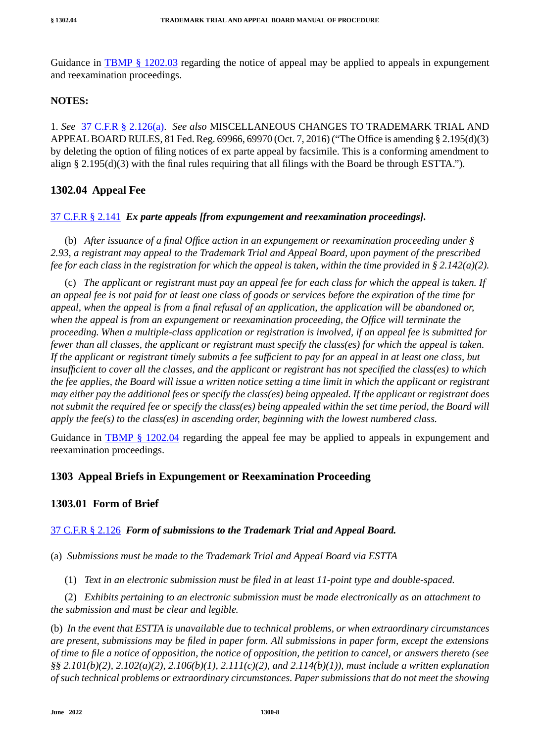Guidance in [TBMP § 1202.03](#) regarding the notice of appeal may be applied to appeals in expungement and reexamination proceedings.

**NOTES:**

1. *See* [37 C.F.R § 2.126(a)](#). *See also* MISCELLANEOUS CHANGES TO TRADEMARK TRIAL AND APPEAL BOARD RULES, 81 Fed. Reg. 69966, 69970 (Oct. 7, 2016) ("The Office is amending § 2.195(d)(3) by deleting the option of filing notices of ex parte appeal by facsimile. This is a conforming amendment to align § 2.195(d)(3) with the final rules requiring that all filings with the Board be through ESTTA.").

## 1302.04 Appeal Fee

[37 C.F.R § 2.141](#) ***Ex parte appeals [from expungement and reexamination proceedings].***

(b) *After issuance of a final Office action in an expungement or reexamination proceeding under § 2.93, a registrant may appeal to the Trademark Trial and Appeal Board, upon payment of the prescribed fee for each class in the registration for which the appeal is taken, within the time provided in § 2.142(a)(2).*

(c) *The applicant or registrant must pay an appeal fee for each class for which the appeal is taken. If an appeal fee is not paid for at least one class of goods or services before the expiration of the time for appeal, when the appeal is from a final refusal of an application, the application will be abandoned or, when the appeal is from an expungement or reexamination proceeding, the Office will terminate the proceeding. When a multiple-class application or registration is involved, if an appeal fee is submitted for fewer than all classes, the applicant or registrant must specify the class(es) for which the appeal is taken. If the applicant or registrant timely submits a fee sufficient to pay for an appeal in at least one class, but insufficient to cover all the classes, and the applicant or registrant has not specified the class(es) to which the fee applies, the Board will issue a written notice setting a time limit in which the applicant or registrant may either pay the additional fees or specify the class(es) being appealed. If the applicant or registrant does not submit the required fee or specify the class(es) being appealed within the set time period, the Board will apply the fee(s) to the class(es) in ascending order, beginning with the lowest numbered class.*

Guidance in [TBMP § 1202.04](#) regarding the appeal fee may be applied to appeals in expungement and reexamination proceedings.

## 1303 Appeal Briefs in Expungement or Reexamination Proceeding

## 1303.01 Form of Brief

[37 C.F.R § 2.126](#) ***Form of submissions to the Trademark Trial and Appeal Board.***

(a) *Submissions must be made to the Trademark Trial and Appeal Board via ESTTA*

(1) *Text in an electronic submission must be filed in at least 11-point type and double-spaced.*

(2) *Exhibits pertaining to an electronic submission must be made electronically as an attachment to the submission and must be clear and legible.*

(b) *In the event that ESTTA is unavailable due to technical problems, or when extraordinary circumstances are present, submissions may be filed in paper form. All submissions in paper form, except the extensions of time to file a notice of opposition, the notice of opposition, the petition to cancel, or answers thereto (see §§ 2.101(b)(2), 2.102(a)(2), 2.106(b)(1), 2.111(c)(2), and 2.114(b)(1)), must include a written explanation of such technical problems or extraordinary circumstances. Paper submissions that do not meet the showing*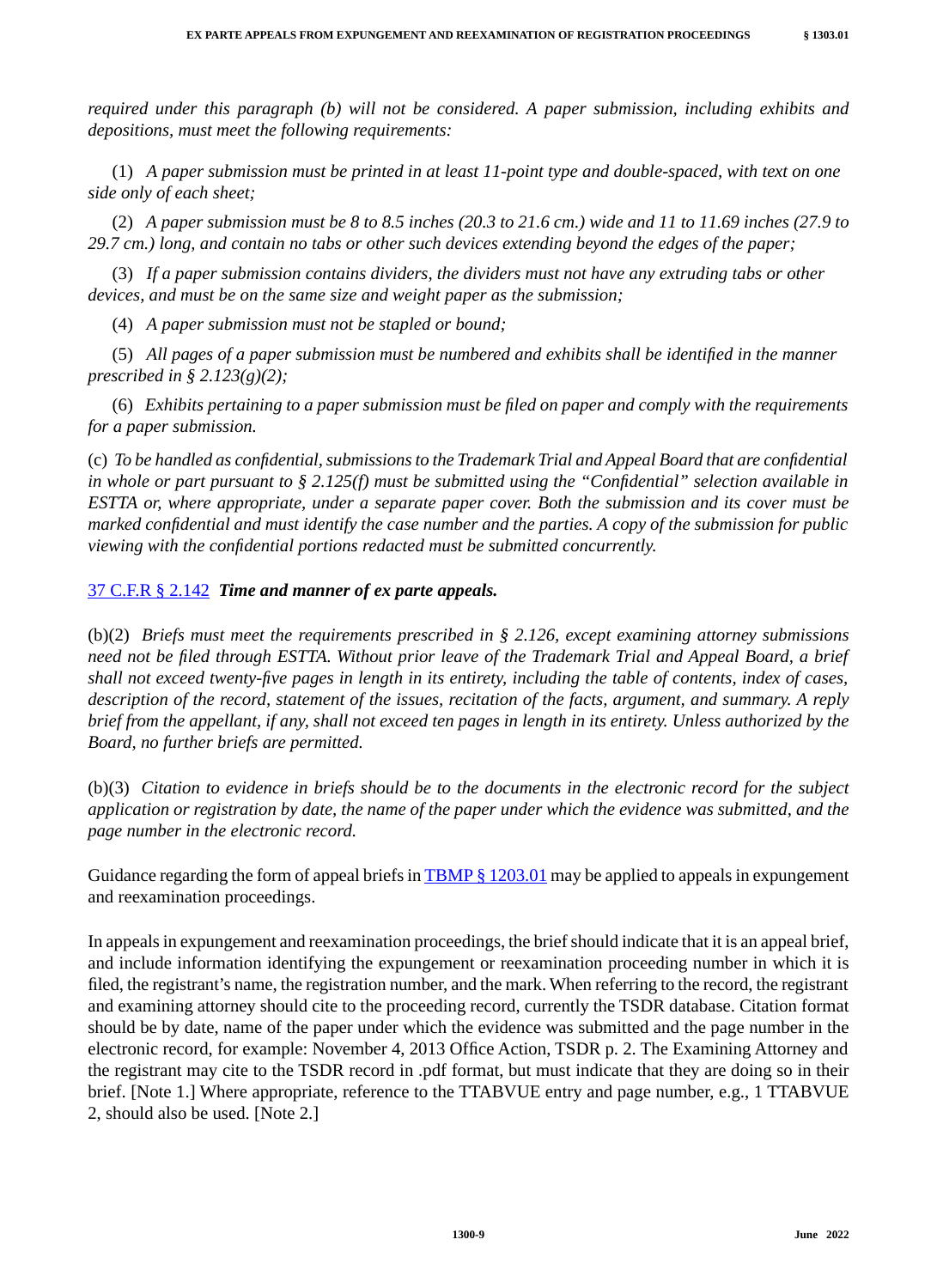*required under this paragraph (b) will not be considered. A paper submission, including exhibits and depositions, must meet the following requirements:*

(1) *A paper submission must be printed in at least 11-point type and double-spaced, with text on one side only of each sheet;*

(2) *A paper submission must be 8 to 8.5 inches (20.3 to 21.6 cm.) wide and 11 to 11.69 inches (27.9 to 29.7 cm.) long, and contain no tabs or other such devices extending beyond the edges of the paper;*

(3) *If a paper submission contains dividers, the dividers must not have any extruding tabs or other devices, and must be on the same size and weight paper as the submission;*

(4) *A paper submission must not be stapled or bound;*

(5) *All pages of a paper submission must be numbered and exhibits shall be identified in the manner prescribed in § 2.123(g)(2);*

(6) *Exhibits pertaining to a paper submission must be filed on paper and comply with the requirements for a paper submission.*

(c) *To be handled as confidential, submissions to the Trademark Trial and Appeal Board that are confidential in whole or part pursuant to § 2.125(f) must be submitted using the "Confidential" selection available in ESTTA or, where appropriate, under a separate paper cover. Both the submission and its cover must be marked confidential and must identify the case number and the parties. A copy of the submission for public viewing with the confidential portions redacted must be submitted concurrently.*

37 C.F.R § 2.142 ***Time and manner of ex parte appeals.***

(b)(2) *Briefs must meet the requirements prescribed in § 2.126, except examining attorney submissions need not be filed through ESTTA. Without prior leave of the Trademark Trial and Appeal Board, a brief shall not exceed twenty-five pages in length in its entirety, including the table of contents, index of cases, description of the record, statement of the issues, recitation of the facts, argument, and summary. A reply brief from the appellant, if any, shall not exceed ten pages in length in its entirety. Unless authorized by the Board, no further briefs are permitted.*

(b)(3) *Citation to evidence in briefs should be to the documents in the electronic record for the subject application or registration by date, the name of the paper under which the evidence was submitted, and the page number in the electronic record.*

Guidance regarding the form of appeal briefs in TBMP § 1203.01 may be applied to appeals in expungement and reexamination proceedings.

In appeals in expungement and reexamination proceedings, the brief should indicate that it is an appeal brief, and include information identifying the expungement or reexamination proceeding number in which it is filed, the registrant's name, the registration number, and the mark. When referring to the record, the registrant and examining attorney should cite to the proceeding record, currently the TSDR database. Citation format should be by date, name of the paper under which the evidence was submitted and the page number in the electronic record, for example: November 4, 2013 Office Action, TSDR p. 2. The Examining Attorney and the registrant may cite to the TSDR record in .pdf format, but must indicate that they are doing so in their brief. [Note 1.] Where appropriate, reference to the TTABVUE entry and page number, e.g., 1 TTABVUE 2, should also be used. [Note 2.]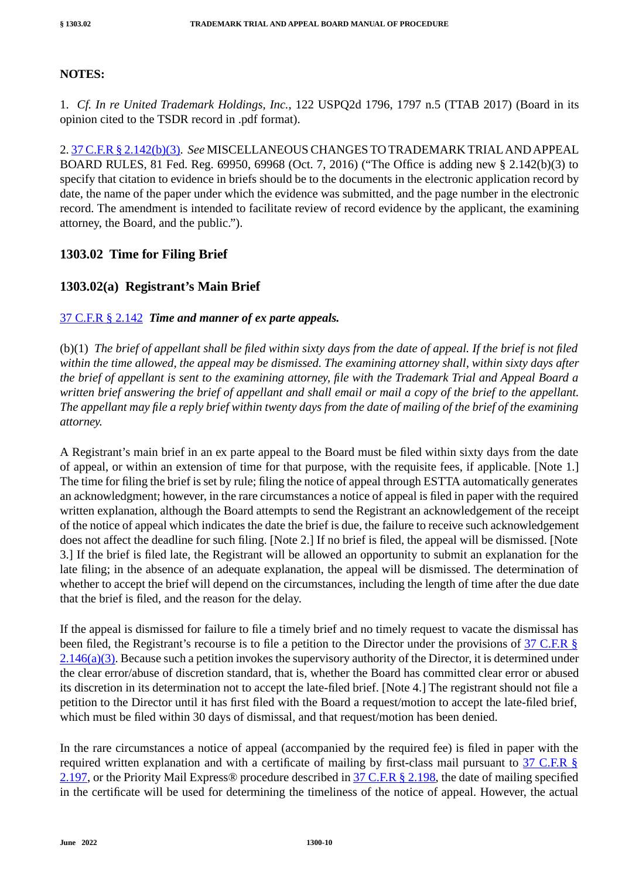**NOTES:**

1. *Cf. In re United Trademark Holdings, Inc.*, 122 USPQ2d 1796, 1797 n.5 (TTAB 2017) (Board in its opinion cited to the TSDR record in .pdf format).

2. 37 C.F.R § 2.142(b)(3). *See* MISCELLANEOUS CHANGES TO TRADEMARK TRIAL AND APPEAL BOARD RULES, 81 Fed. Reg. 69950, 69968 (Oct. 7, 2016) ("The Office is adding new § 2.142(b)(3) to specify that citation to evidence in briefs should be to the documents in the electronic application record by date, the name of the paper under which the evidence was submitted, and the page number in the electronic record. The amendment is intended to facilitate review of record evidence by the applicant, the examining attorney, the Board, and the public.").

## 1303.02 Time for Filing Brief

### 1303.02(a) Registrant's Main Brief

37 C.F.R § 2.142 ***Time and manner of ex parte appeals.***

(b)(1) *The brief of appellant shall be filed within sixty days from the date of appeal. If the brief is not filed within the time allowed, the appeal may be dismissed. The examining attorney shall, within sixty days after the brief of appellant is sent to the examining attorney, file with the Trademark Trial and Appeal Board a written brief answering the brief of appellant and shall email or mail a copy of the brief to the appellant. The appellant may file a reply brief within twenty days from the date of mailing of the brief of the examining attorney.*

A Registrant's main brief in an ex parte appeal to the Board must be filed within sixty days from the date of appeal, or within an extension of time for that purpose, with the requisite fees, if applicable. [Note 1.] The time for filing the brief is set by rule; filing the notice of appeal through ESTTA automatically generates an acknowledgment; however, in the rare circumstances a notice of appeal is filed in paper with the required written explanation, although the Board attempts to send the Registrant an acknowledgement of the receipt of the notice of appeal which indicates the date the brief is due, the failure to receive such acknowledgement does not affect the deadline for such filing. [Note 2.] If no brief is filed, the appeal will be dismissed. [Note 3.] If the brief is filed late, the Registrant will be allowed an opportunity to submit an explanation for the late filing; in the absence of an adequate explanation, the appeal will be dismissed. The determination of whether to accept the brief will depend on the circumstances, including the length of time after the due date that the brief is filed, and the reason for the delay.

If the appeal is dismissed for failure to file a timely brief and no timely request to vacate the dismissal has been filed, the Registrant's recourse is to file a petition to the Director under the provisions of 37 C.F.R § 2.146(a)(3). Because such a petition invokes the supervisory authority of the Director, it is determined under the clear error/abuse of discretion standard, that is, whether the Board has committed clear error or abused its discretion in its determination not to accept the late-filed brief. [Note 4.] The registrant should not file a petition to the Director until it has first filed with the Board a request/motion to accept the late-filed brief, which must be filed within 30 days of dismissal, and that request/motion has been denied.

In the rare circumstances a notice of appeal (accompanied by the required fee) is filed in paper with the required written explanation and with a certificate of mailing by first-class mail pursuant to 37 C.F.R § 2.197, or the Priority Mail Express® procedure described in 37 C.F.R § 2.198, the date of mailing specified in the certificate will be used for determining the timeliness of the notice of appeal. However, the actual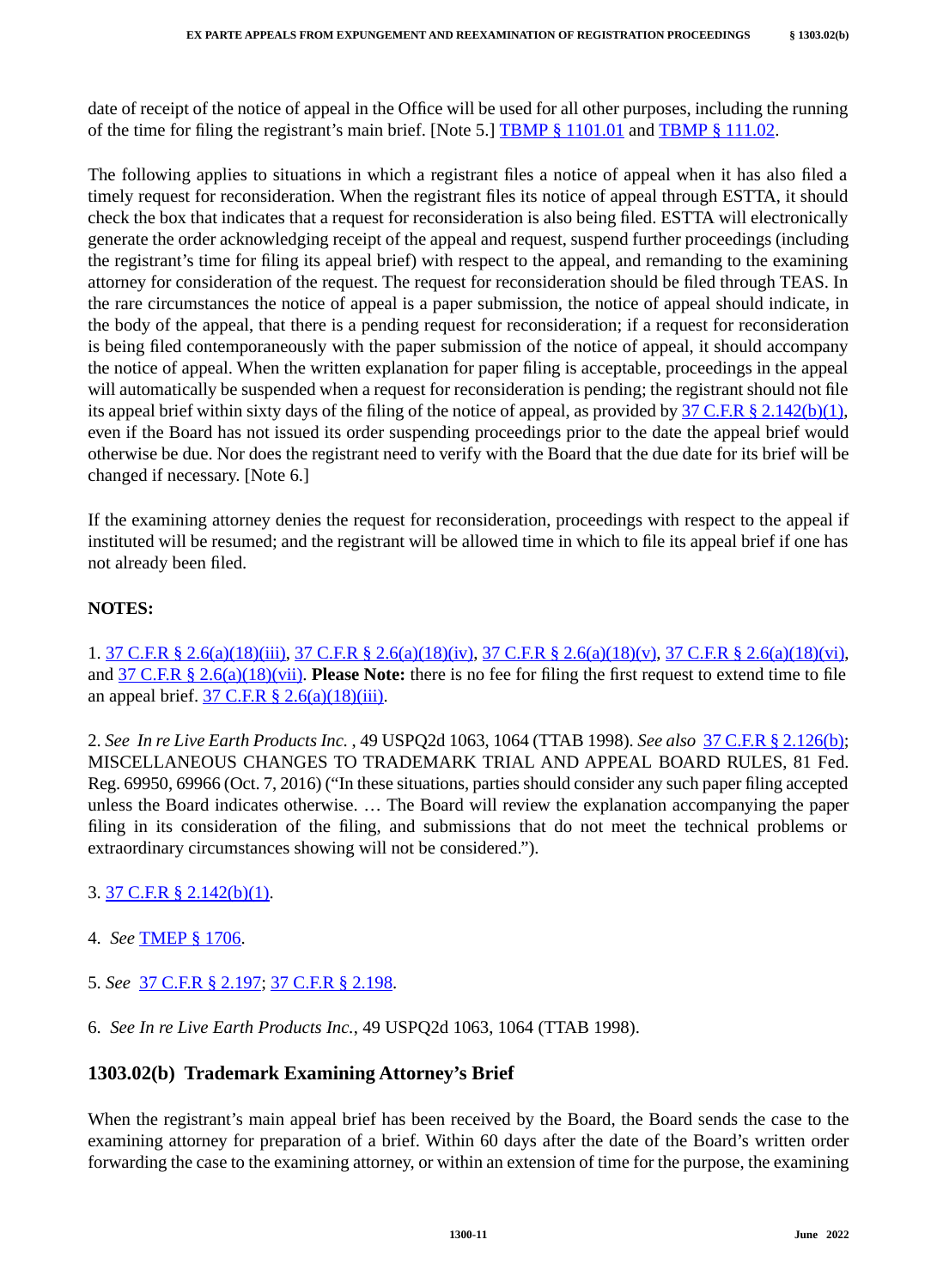date of receipt of the notice of appeal in the Office will be used for all other purposes, including the running of the time for filing the registrant's main brief. [Note 5.] TBMP § 1101.01 and TBMP § 111.02.

The following applies to situations in which a registrant files a notice of appeal when it has also filed a timely request for reconsideration. When the registrant files its notice of appeal through ESTTA, it should check the box that indicates that a request for reconsideration is also being filed. ESTTA will electronically generate the order acknowledging receipt of the appeal and request, suspend further proceedings (including the registrant's time for filing its appeal brief) with respect to the appeal, and remanding to the examining attorney for consideration of the request. The request for reconsideration should be filed through TEAS. In the rare circumstances the notice of appeal is a paper submission, the notice of appeal should indicate, in the body of the appeal, that there is a pending request for reconsideration; if a request for reconsideration is being filed contemporaneously with the paper submission of the notice of appeal, it should accompany the notice of appeal. When the written explanation for paper filing is acceptable, proceedings in the appeal will automatically be suspended when a request for reconsideration is pending; the registrant should not file its appeal brief within sixty days of the filing of the notice of appeal, as provided by 37 C.F.R § 2.142(b)(1), even if the Board has not issued its order suspending proceedings prior to the date the appeal brief would otherwise be due. Nor does the registrant need to verify with the Board that the due date for its brief will be changed if necessary. [Note 6.]

If the examining attorney denies the request for reconsideration, proceedings with respect to the appeal if instituted will be resumed; and the registrant will be allowed time in which to file its appeal brief if one has not already been filed.

**NOTES:**

1. 37 C.F.R § 2.6(a)(18)(iii), 37 C.F.R § 2.6(a)(18)(iv), 37 C.F.R § 2.6(a)(18)(v), 37 C.F.R § 2.6(a)(18)(vi), and 37 C.F.R § 2.6(a)(18)(vii). **Please Note:** there is no fee for filing the first request to extend time to file an appeal brief. 37 C.F.R § 2.6(a)(18)(iii).

2. *See In re Live Earth Products Inc.* , 49 USPQ2d 1063, 1064 (TTAB 1998). *See also* 37 C.F.R § 2.126(b); MISCELLANEOUS CHANGES TO TRADEMARK TRIAL AND APPEAL BOARD RULES, 81 Fed. Reg. 69950, 69966 (Oct. 7, 2016) ("In these situations, parties should consider any such paper filing accepted unless the Board indicates otherwise. … The Board will review the explanation accompanying the paper filing in its consideration of the filing, and submissions that do not meet the technical problems or extraordinary circumstances showing will not be considered.").

3. 37 C.F.R § 2.142(b)(1).

4. *See* TMEP § 1706.

5. *See* 37 C.F.R § 2.197; 37 C.F.R § 2.198.

6. *See In re Live Earth Products Inc.*, 49 USPQ2d 1063, 1064 (TTAB 1998).

## 1303.02(b) Trademark Examining Attorney's Brief

When the registrant's main appeal brief has been received by the Board, the Board sends the case to the examining attorney for preparation of a brief. Within 60 days after the date of the Board's written order forwarding the case to the examining attorney, or within an extension of time for the purpose, the examining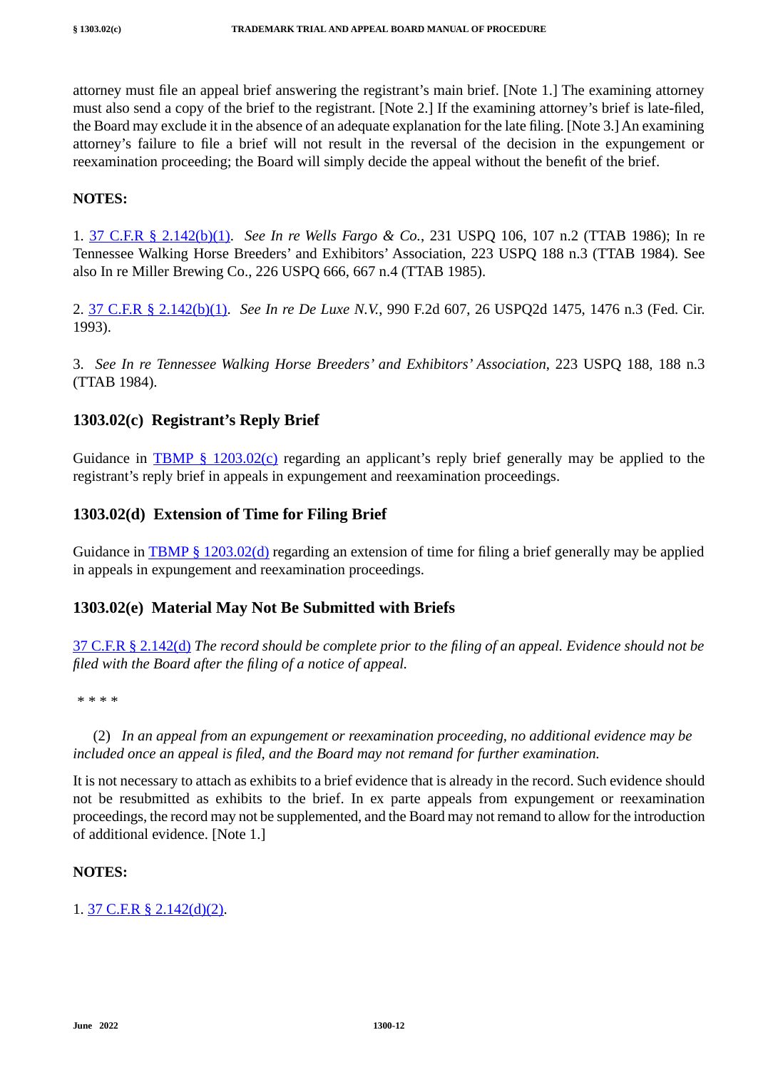attorney must file an appeal brief answering the registrant's main brief. [Note 1.] The examining attorney must also send a copy of the brief to the registrant. [Note 2.] If the examining attorney's brief is late-filed, the Board may exclude it in the absence of an adequate explanation for the late filing. [Note 3.] An examining attorney's failure to file a brief will not result in the reversal of the decision in the expungement or reexamination proceeding; the Board will simply decide the appeal without the benefit of the brief.

**NOTES:**

1. 37 C.F.R § 2.142(b)(1). *See In re Wells Fargo & Co.*, 231 USPQ 106, 107 n.2 (TTAB 1986); In re Tennessee Walking Horse Breeders' and Exhibitors' Association, 223 USPQ 188 n.3 (TTAB 1984). See also In re Miller Brewing Co., 226 USPQ 666, 667 n.4 (TTAB 1985).

2. 37 C.F.R § 2.142(b)(1). *See In re De Luxe N.V.*, 990 F.2d 607, 26 USPQ2d 1475, 1476 n.3 (Fed. Cir. 1993).

3. *See In re Tennessee Walking Horse Breeders' and Exhibitors' Association*, 223 USPQ 188, 188 n.3 (TTAB 1984).

### 1303.02(c) Registrant's Reply Brief

Guidance in TBMP § 1203.02(c) regarding an applicant's reply brief generally may be applied to the registrant's reply brief in appeals in expungement and reexamination proceedings.

### 1303.02(d) Extension of Time for Filing Brief

Guidance in TBMP § 1203.02(d) regarding an extension of time for filing a brief generally may be applied in appeals in expungement and reexamination proceedings.

### 1303.02(e) Material May Not Be Submitted with Briefs

37 C.F.R § 2.142(d) *The record should be complete prior to the filing of an appeal. Evidence should not be filed with the Board after the filing of a notice of appeal.*

* * * *

(2) *In an appeal from an expungement or reexamination proceeding, no additional evidence may be included once an appeal is filed, and the Board may not remand for further examination.*

It is not necessary to attach as exhibits to a brief evidence that is already in the record. Such evidence should not be resubmitted as exhibits to the brief. In ex parte appeals from expungement or reexamination proceedings, the record may not be supplemented, and the Board may not remand to allow for the introduction of additional evidence. [Note 1.]

**NOTES:**

1. 37 C.F.R § 2.142(d)(2).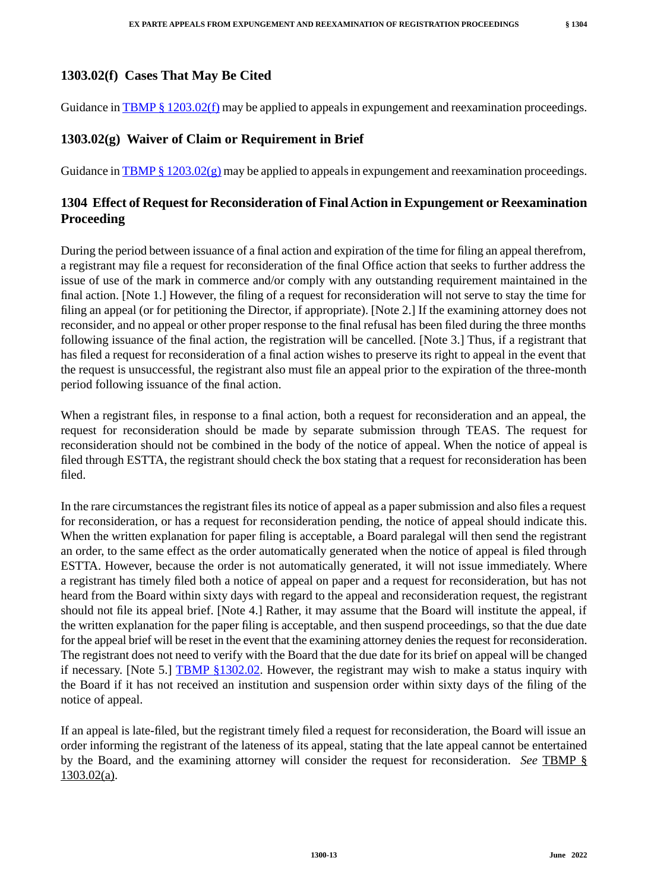### 1303.02(f) Cases That May Be Cited

Guidance in TBMP § 1203.02(f) may be applied to appeals in expungement and reexamination proceedings.

### 1303.02(g) Waiver of Claim or Requirement in Brief

Guidance in TBMP § 1203.02(g) may be applied to appeals in expungement and reexamination proceedings.

## 1304 Effect of Request for Reconsideration of Final Action in Expungement or Reexamination Proceeding

During the period between issuance of a final action and expiration of the time for filing an appeal therefrom, a registrant may file a request for reconsideration of the final Office action that seeks to further address the issue of use of the mark in commerce and/or comply with any outstanding requirement maintained in the final action. [Note 1.] However, the filing of a request for reconsideration will not serve to stay the time for filing an appeal (or for petitioning the Director, if appropriate). [Note 2.] If the examining attorney does not reconsider, and no appeal or other proper response to the final refusal has been filed during the three months following issuance of the final action, the registration will be cancelled. [Note 3.] Thus, if a registrant that has filed a request for reconsideration of a final action wishes to preserve its right to appeal in the event that the request is unsuccessful, the registrant also must file an appeal prior to the expiration of the three-month period following issuance of the final action.

When a registrant files, in response to a final action, both a request for reconsideration and an appeal, the request for reconsideration should be made by separate submission through TEAS. The request for reconsideration should not be combined in the body of the notice of appeal. When the notice of appeal is filed through ESTTA, the registrant should check the box stating that a request for reconsideration has been filed.

In the rare circumstances the registrant files its notice of appeal as a paper submission and also files a request for reconsideration, or has a request for reconsideration pending, the notice of appeal should indicate this. When the written explanation for paper filing is acceptable, a Board paralegal will then send the registrant an order, to the same effect as the order automatically generated when the notice of appeal is filed through ESTTA. However, because the order is not automatically generated, it will not issue immediately. Where a registrant has timely filed both a notice of appeal on paper and a request for reconsideration, but has not heard from the Board within sixty days with regard to the appeal and reconsideration request, the registrant should not file its appeal brief. [Note 4.] Rather, it may assume that the Board will institute the appeal, if the written explanation for the paper filing is acceptable, and then suspend proceedings, so that the due date for the appeal brief will be reset in the event that the examining attorney denies the request for reconsideration. The registrant does not need to verify with the Board that the due date for its brief on appeal will be changed if necessary. [Note 5.] TBMP §1302.02. However, the registrant may wish to make a status inquiry with the Board if it has not received an institution and suspension order within sixty days of the filing of the notice of appeal.

If an appeal is late-filed, but the registrant timely filed a request for reconsideration, the Board will issue an order informing the registrant of the lateness of its appeal, stating that the late appeal cannot be entertained by the Board, and the examining attorney will consider the request for reconsideration. *See* TBMP § 1303.02(a).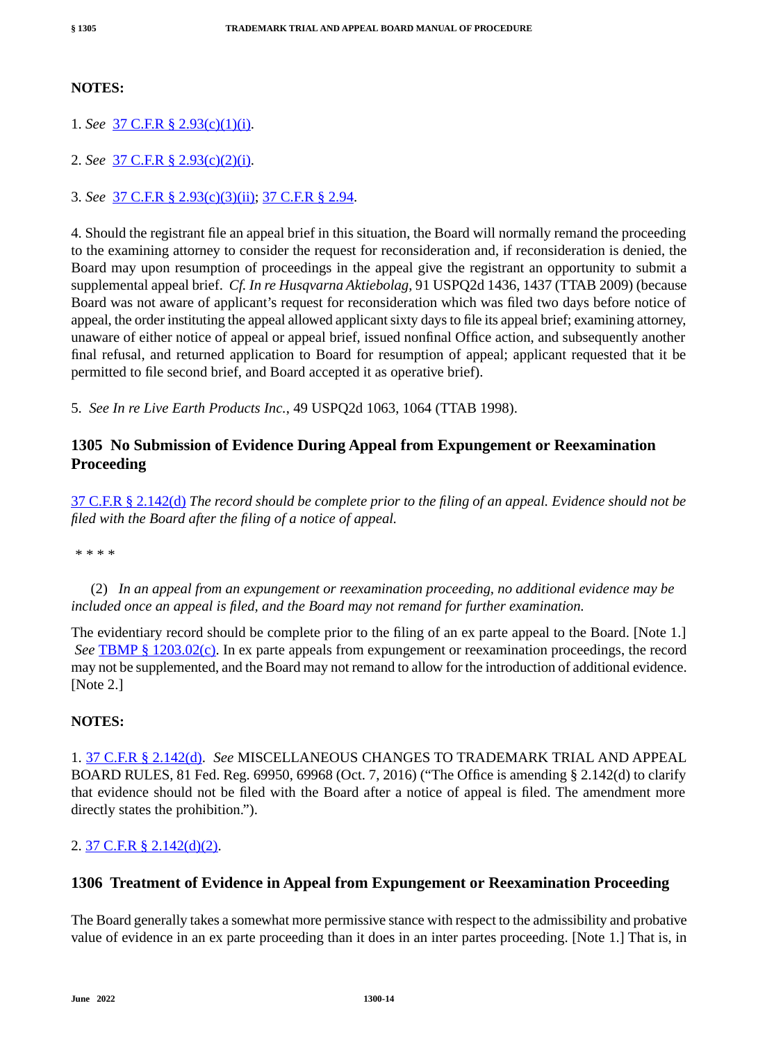**NOTES:**

1. *See* 37 C.F.R § 2.93(c)(1)(i).

2. *See* 37 C.F.R § 2.93(c)(2)(i).

3. *See* 37 C.F.R § 2.93(c)(3)(ii); 37 C.F.R § 2.94.

4. Should the registrant file an appeal brief in this situation, the Board will normally remand the proceeding to the examining attorney to consider the request for reconsideration and, if reconsideration is denied, the Board may upon resumption of proceedings in the appeal give the registrant an opportunity to submit a supplemental appeal brief. *Cf. In re Husqvarna Aktiebolag*, 91 USPQ2d 1436, 1437 (TTAB 2009) (because Board was not aware of applicant's request for reconsideration which was filed two days before notice of appeal, the order instituting the appeal allowed applicant sixty days to file its appeal brief; examining attorney, unaware of either notice of appeal or appeal brief, issued nonfinal Office action, and subsequently another final refusal, and returned application to Board for resumption of appeal; applicant requested that it be permitted to file second brief, and Board accepted it as operative brief).

5. *See In re Live Earth Products Inc.*, 49 USPQ2d 1063, 1064 (TTAB 1998).

## 1305 No Submission of Evidence During Appeal from Expungement or Reexamination Proceeding

37 C.F.R § 2.142(d) *The record should be complete prior to the filing of an appeal. Evidence should not be filed with the Board after the filing of a notice of appeal.*

\* \* \* \*

(2) *In an appeal from an expungement or reexamination proceeding, no additional evidence may be included once an appeal is filed, and the Board may not remand for further examination.*

The evidentiary record should be complete prior to the filing of an ex parte appeal to the Board. [Note 1.] *See* TBMP § 1203.02(c). In ex parte appeals from expungement or reexamination proceedings, the record may not be supplemented, and the Board may not remand to allow for the introduction of additional evidence. [Note 2.]

**NOTES:**

1. 37 C.F.R § 2.142(d). *See* MISCELLANEOUS CHANGES TO TRADEMARK TRIAL AND APPEAL BOARD RULES, 81 Fed. Reg. 69950, 69968 (Oct. 7, 2016) ("The Office is amending § 2.142(d) to clarify that evidence should not be filed with the Board after a notice of appeal is filed. The amendment more directly states the prohibition.").

2. 37 C.F.R § 2.142(d)(2).

## 1306 Treatment of Evidence in Appeal from Expungement or Reexamination Proceeding

The Board generally takes a somewhat more permissive stance with respect to the admissibility and probative value of evidence in an ex parte proceeding than it does in an inter partes proceeding. [Note 1.] That is, in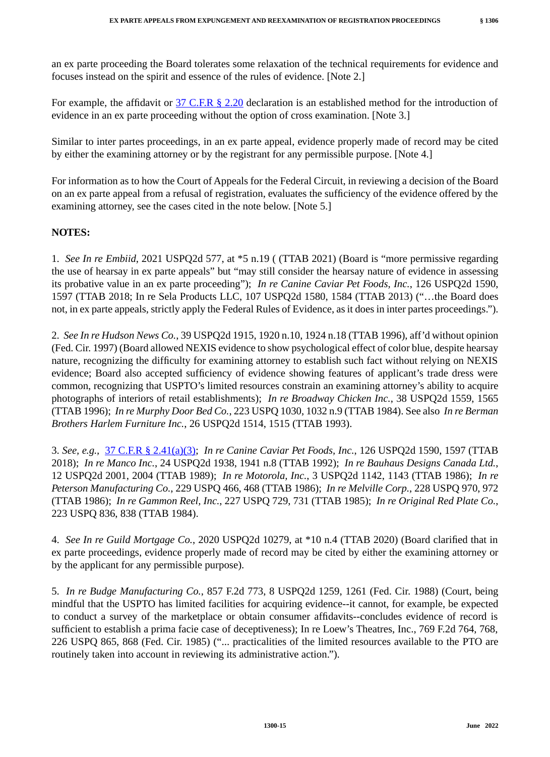an ex parte proceeding the Board tolerates some relaxation of the technical requirements for evidence and focuses instead on the spirit and essence of the rules of evidence. [Note 2.]

For example, the affidavit or 37 C.F.R § 2.20 declaration is an established method for the introduction of evidence in an ex parte proceeding without the option of cross examination. [Note 3.]

Similar to inter partes proceedings, in an ex parte appeal, evidence properly made of record may be cited by either the examining attorney or by the registrant for any permissible purpose. [Note 4.]

For information as to how the Court of Appeals for the Federal Circuit, in reviewing a decision of the Board on an ex parte appeal from a refusal of registration, evaluates the sufficiency of the evidence offered by the examining attorney, see the cases cited in the note below. [Note 5.]

**NOTES:**

1. *See In re Embiid*, 2021 USPQ2d 577, at *5 n.19 ( (TTAB 2021) (Board is "more permissive regarding the use of hearsay in ex parte appeals" but "may still consider the hearsay nature of evidence in assessing its probative value in an ex parte proceeding"); *In re Canine Caviar Pet Foods, Inc.*, 126 USPQ2d 1590, 1597 (TTAB 2018; In re Sela Products LLC, 107 USPQ2d 1580, 1584 (TTAB 2013) ("…the Board does not, in ex parte appeals, strictly apply the Federal Rules of Evidence, as it does in inter partes proceedings.").

2. *See In re Hudson News Co.*, 39 USPQ2d 1915, 1920 n.10, 1924 n.18 (TTAB 1996), aff'd without opinion (Fed. Cir. 1997) (Board allowed NEXIS evidence to show psychological effect of color blue, despite hearsay nature, recognizing the difficulty for examining attorney to establish such fact without relying on NEXIS evidence; Board also accepted sufficiency of evidence showing features of applicant's trade dress were common, recognizing that USPTO's limited resources constrain an examining attorney's ability to acquire photographs of interiors of retail establishments); *In re Broadway Chicken Inc.*, 38 USPQ2d 1559, 1565 (TTAB 1996); *In re Murphy Door Bed Co.*, 223 USPQ 1030, 1032 n.9 (TTAB 1984). See also *In re Berman Brothers Harlem Furniture Inc.*, 26 USPQ2d 1514, 1515 (TTAB 1993).

3. *See, e.g.,* 37 C.F.R § 2.41(a)(3); *In re Canine Caviar Pet Foods, Inc.*, 126 USPQ2d 1590, 1597 (TTAB 2018); *In re Manco Inc.*, 24 USPQ2d 1938, 1941 n.8 (TTAB 1992); *In re Bauhaus Designs Canada Ltd.*, 12 USPQ2d 2001, 2004 (TTAB 1989); *In re Motorola, Inc.*, 3 USPQ2d 1142, 1143 (TTAB 1986); *In re Peterson Manufacturing Co.*, 229 USPQ 466, 468 (TTAB 1986); *In re Melville Corp.*, 228 USPQ 970, 972 (TTAB 1986); *In re Gammon Reel, Inc.*, 227 USPQ 729, 731 (TTAB 1985); *In re Original Red Plate Co.*, 223 USPQ 836, 838 (TTAB 1984).

4. *See In re Guild Mortgage Co.*, 2020 USPQ2d 10279, at *10 n.4 (TTAB 2020) (Board clarified that in ex parte proceedings, evidence properly made of record may be cited by either the examining attorney or by the applicant for any permissible purpose).

5. *In re Budge Manufacturing Co.*, 857 F.2d 773, 8 USPQ2d 1259, 1261 (Fed. Cir. 1988) (Court, being mindful that the USPTO has limited facilities for acquiring evidence--it cannot, for example, be expected to conduct a survey of the marketplace or obtain consumer affidavits--concludes evidence of record is sufficient to establish a prima facie case of deceptiveness); In re Loew's Theatres, Inc., 769 F.2d 764, 768, 226 USPQ 865, 868 (Fed. Cir. 1985) ("... practicalities of the limited resources available to the PTO are routinely taken into account in reviewing its administrative action.").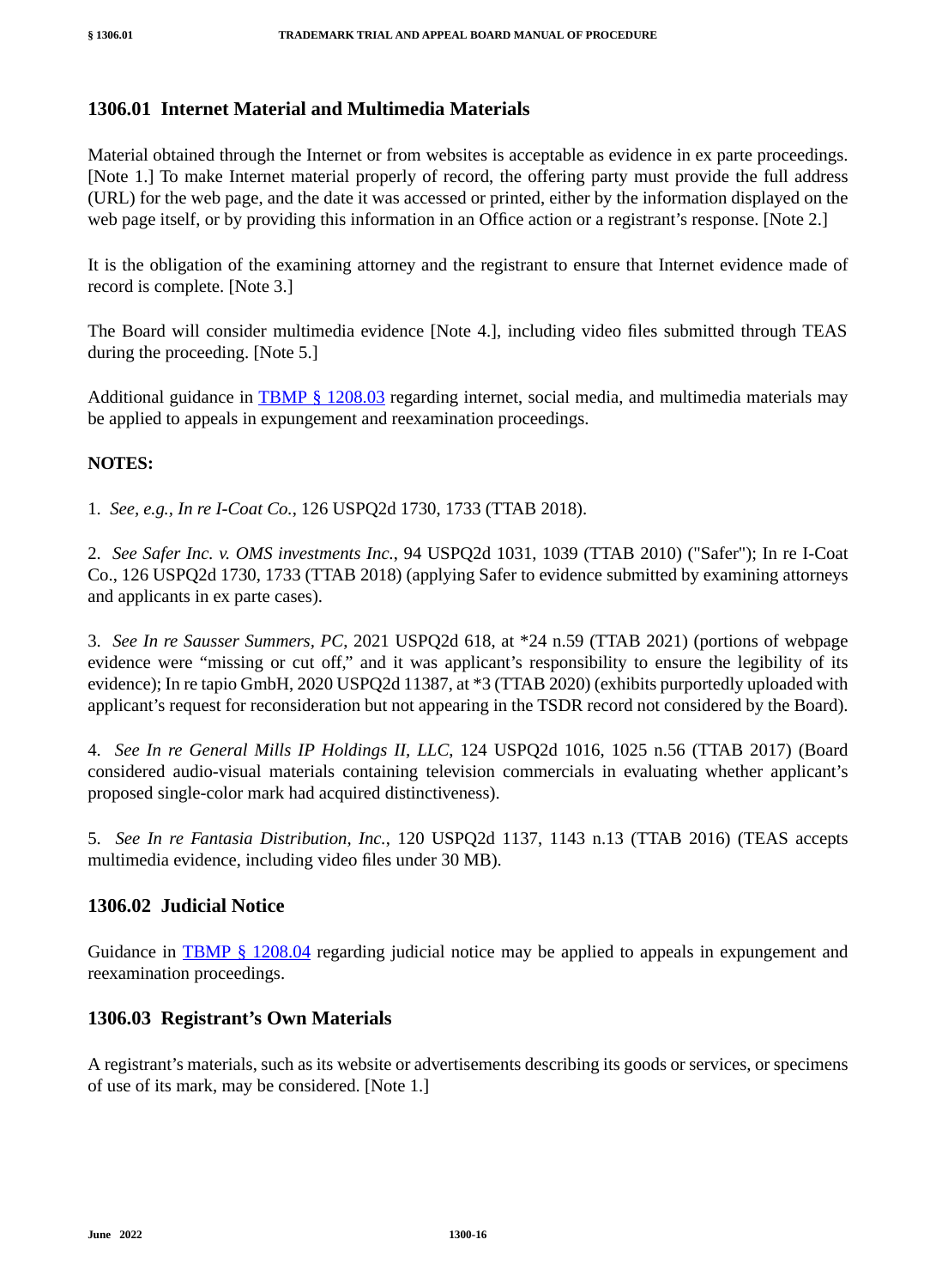## 1306.01 Internet Material and Multimedia Materials

Material obtained through the Internet or from websites is acceptable as evidence in ex parte proceedings. [Note 1.] To make Internet material properly of record, the offering party must provide the full address (URL) for the web page, and the date it was accessed or printed, either by the information displayed on the web page itself, or by providing this information in an Office action or a registrant's response. [Note 2.]

It is the obligation of the examining attorney and the registrant to ensure that Internet evidence made of record is complete. [Note 3.]

The Board will consider multimedia evidence [Note 4.], including video files submitted through TEAS during the proceeding. [Note 5.]

Additional guidance in [TBMP § 1208.03](#) regarding internet, social media, and multimedia materials may be applied to appeals in expungement and reexamination proceedings.

**NOTES:**

1. *See, e.g., In re I-Coat Co.*, 126 USPQ2d 1730, 1733 (TTAB 2018).

2. *See Safer Inc. v. OMS investments Inc.*, 94 USPQ2d 1031, 1039 (TTAB 2010) ("Safer"); In re I-Coat Co., 126 USPQ2d 1730, 1733 (TTAB 2018) (applying Safer to evidence submitted by examining attorneys and applicants in ex parte cases).

3. *See In re Sausser Summers, PC*, 2021 USPQ2d 618, at *24 n.59 (TTAB 2021) (portions of webpage evidence were "missing or cut off," and it was applicant's responsibility to ensure the legibility of its evidence); In re tapio GmbH, 2020 USPQ2d 11387, at *3 (TTAB 2020) (exhibits purportedly uploaded with applicant's request for reconsideration but not appearing in the TSDR record not considered by the Board).

4. *See In re General Mills IP Holdings II, LLC*, 124 USPQ2d 1016, 1025 n.56 (TTAB 2017) (Board considered audio-visual materials containing television commercials in evaluating whether applicant's proposed single-color mark had acquired distinctiveness).

5. *See In re Fantasia Distribution, Inc.*, 120 USPQ2d 1137, 1143 n.13 (TTAB 2016) (TEAS accepts multimedia evidence, including video files under 30 MB).

## 1306.02 Judicial Notice

Guidance in [TBMP § 1208.04](#) regarding judicial notice may be applied to appeals in expungement and reexamination proceedings.

## 1306.03 Registrant's Own Materials

A registrant's materials, such as its website or advertisements describing its goods or services, or specimens of use of its mark, may be considered. [Note 1.]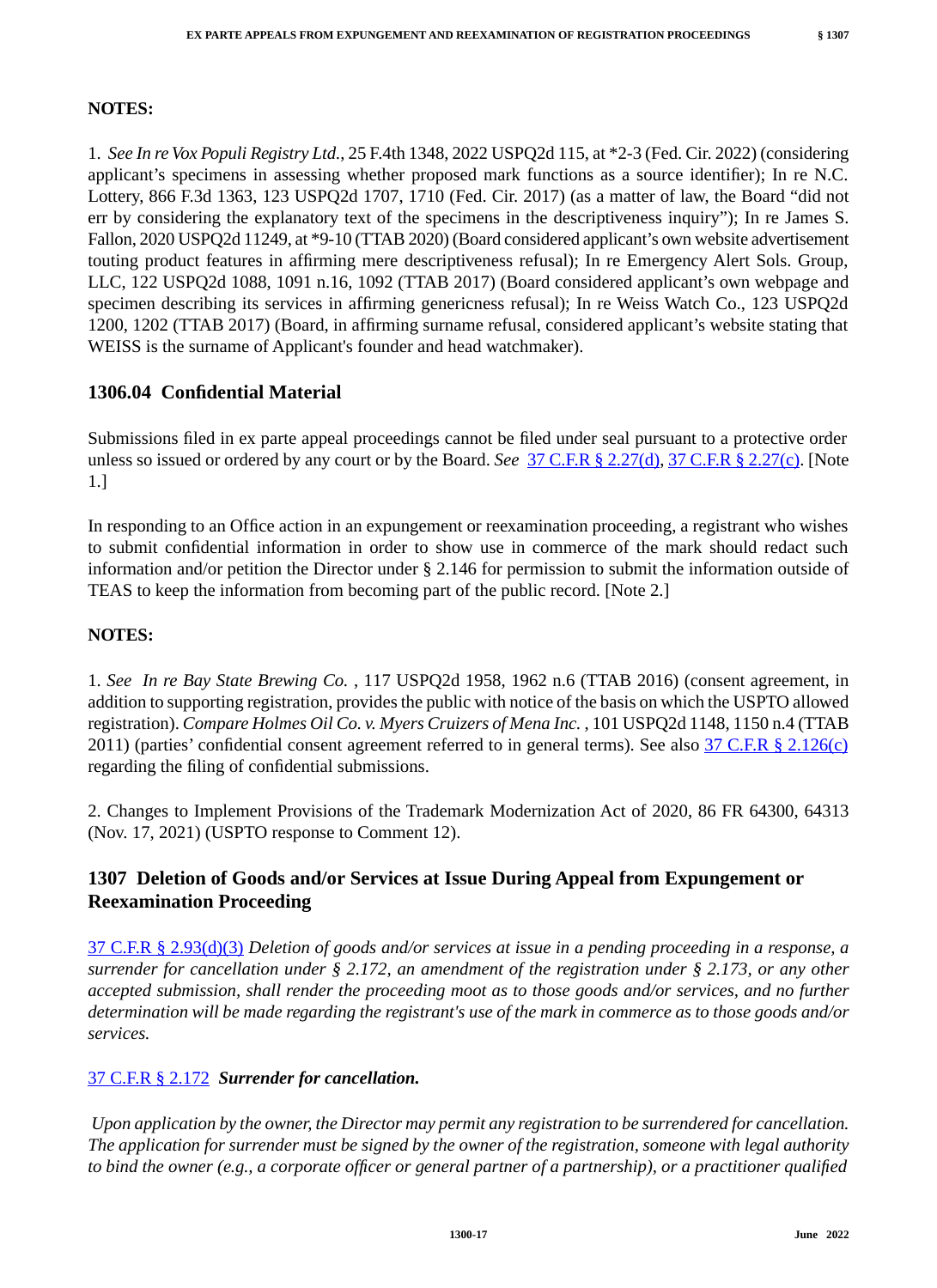**NOTES:**

1. *See In re Vox Populi Registry Ltd.*, 25 F.4th 1348, 2022 USPQ2d 115, at *2-3 (Fed. Cir. 2022) (considering applicant's specimens in assessing whether proposed mark functions as a source identifier); In re N.C. Lottery, 866 F.3d 1363, 123 USPQ2d 1707, 1710 (Fed. Cir. 2017) (as a matter of law, the Board "did not err by considering the explanatory text of the specimens in the descriptiveness inquiry"); In re James S. Fallon, 2020 USPQ2d 11249, at *9-10 (TTAB 2020) (Board considered applicant's own website advertisement touting product features in affirming mere descriptiveness refusal); In re Emergency Alert Sols. Group, LLC, 122 USPQ2d 1088, 1091 n.16, 1092 (TTAB 2017) (Board considered applicant's own webpage and specimen describing its services in affirming genericness refusal); In re Weiss Watch Co., 123 USPQ2d 1200, 1202 (TTAB 2017) (Board, in affirming surname refusal, considered applicant's website stating that WEISS is the surname of Applicant's founder and head watchmaker).

## 1306.04 Confidential Material

Submissions filed in ex parte appeal proceedings cannot be filed under seal pursuant to a protective order unless so issued or ordered by any court or by the Board. *See* 37 C.F.R § 2.27(d), 37 C.F.R § 2.27(c). [Note 1.]

In responding to an Office action in an expungement or reexamination proceeding, a registrant who wishes to submit confidential information in order to show use in commerce of the mark should redact such information and/or petition the Director under § 2.146 for permission to submit the information outside of TEAS to keep the information from becoming part of the public record. [Note 2.]

**NOTES:**

1. *See In re Bay State Brewing Co.* , 117 USPQ2d 1958, 1962 n.6 (TTAB 2016) (consent agreement, in addition to supporting registration, provides the public with notice of the basis on which the USPTO allowed registration). *Compare Holmes Oil Co. v. Myers Cruizers of Mena Inc.* , 101 USPQ2d 1148, 1150 n.4 (TTAB 2011) (parties' confidential consent agreement referred to in general terms). See also 37 C.F.R § 2.126(c) regarding the filing of confidential submissions.

2. Changes to Implement Provisions of the Trademark Modernization Act of 2020, 86 FR 64300, 64313 (Nov. 17, 2021) (USPTO response to Comment 12).

## 1307 Deletion of Goods and/or Services at Issue During Appeal from Expungement or Reexamination Proceeding

37 C.F.R § 2.93(d)(3) *Deletion of goods and/or services at issue in a pending proceeding in a response, a surrender for cancellation under § 2.172, an amendment of the registration under § 2.173, or any other accepted submission, shall render the proceeding moot as to those goods and/or services, and no further determination will be made regarding the registrant's use of the mark in commerce as to those goods and/or services.*

37 C.F.R § 2.172 ***Surrender for cancellation.***

*Upon application by the owner, the Director may permit any registration to be surrendered for cancellation. The application for surrender must be signed by the owner of the registration, someone with legal authority to bind the owner (e.g., a corporate officer or general partner of a partnership), or a practitioner qualified*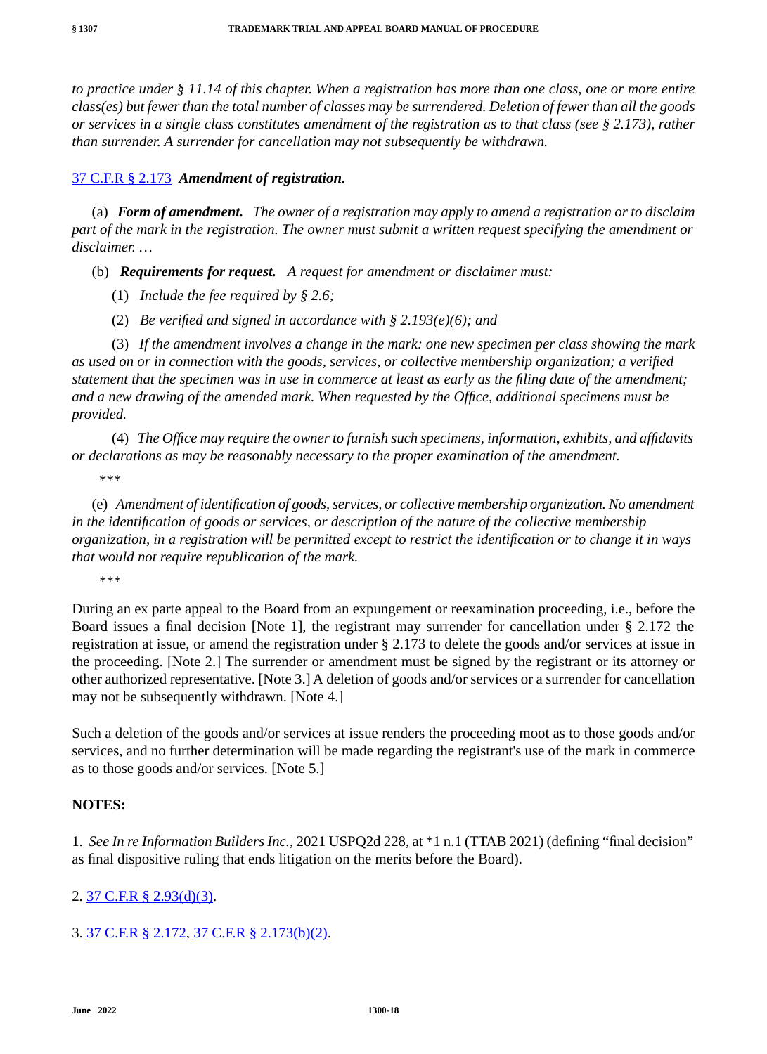*to practice under § 11.14 of this chapter. When a registration has more than one class, one or more entire class(es) but fewer than the total number of classes may be surrendered. Deletion of fewer than all the goods or services in a single class constitutes amendment of the registration as to that class (see § 2.173), rather than surrender. A surrender for cancellation may not subsequently be withdrawn.*

[37 C.F.R § 2.173](#) ***Amendment of registration.***

(a) ***Form of amendment.*** *The owner of a registration may apply to amend a registration or to disclaim part of the mark in the registration. The owner must submit a written request specifying the amendment or disclaimer. …*

(b) ***Requirements for request.*** *A request for amendment or disclaimer must:*

(1) *Include the fee required by § 2.6;*

(2) *Be verified and signed in accordance with § 2.193(e)(6); and*

(3) *If the amendment involves a change in the mark: one new specimen per class showing the mark as used on or in connection with the goods, services, or collective membership organization; a verified statement that the specimen was in use in commerce at least as early as the filing date of the amendment; and a new drawing of the amended mark. When requested by the Office, additional specimens must be provided.*

(4) *The Office may require the owner to furnish such specimens, information, exhibits, and affidavits or declarations as may be reasonably necessary to the proper examination of the amendment.*

*\*\*\**

(e) *Amendment of identification of goods, services, or collective membership organization. No amendment in the identification of goods or services, or description of the nature of the collective membership organization, in a registration will be permitted except to restrict the identification or to change it in ways that would not require republication of the mark.*

*\*\*\**

During an ex parte appeal to the Board from an expungement or reexamination proceeding, i.e., before the Board issues a final decision [Note 1], the registrant may surrender for cancellation under § 2.172 the registration at issue, or amend the registration under § 2.173 to delete the goods and/or services at issue in the proceeding. [Note 2.] The surrender or amendment must be signed by the registrant or its attorney or other authorized representative. [Note 3.] A deletion of goods and/or services or a surrender for cancellation may not be subsequently withdrawn. [Note 4.]

Such a deletion of the goods and/or services at issue renders the proceeding moot as to those goods and/or services, and no further determination will be made regarding the registrant's use of the mark in commerce as to those goods and/or services. [Note 5.]

**NOTES:**

1. *See In re Information Builders Inc.*, 2021 USPQ2d 228, at *1 n.1 (TTAB 2021) (defining "final decision" as final dispositive ruling that ends litigation on the merits before the Board).

2. [37 C.F.R § 2.93(d)(3)](#).

3. [37 C.F.R § 2.172](#), [37 C.F.R § 2.173(b)(2)](#).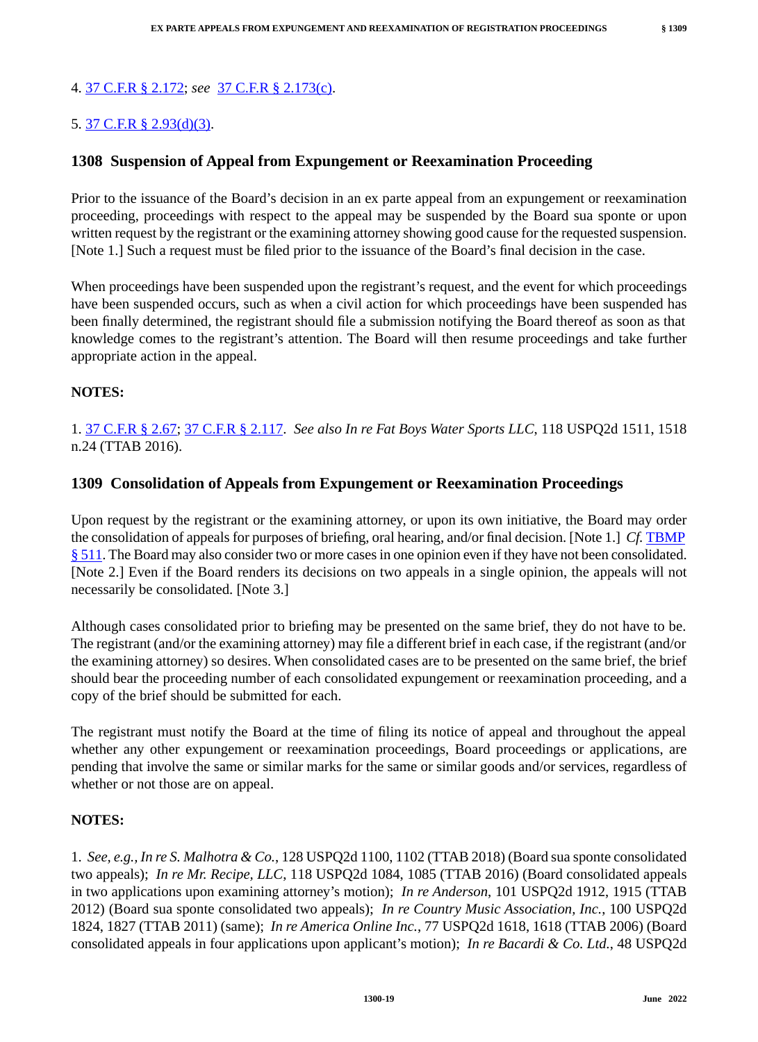4. [37 C.F.R § 2.172](); *see* [37 C.F.R § 2.173(c)]().

5. [37 C.F.R § 2.93(d)(3)]().

## 1308 Suspension of Appeal from Expungement or Reexamination Proceeding

Prior to the issuance of the Board's decision in an ex parte appeal from an expungement or reexamination proceeding, proceedings with respect to the appeal may be suspended by the Board sua sponte or upon written request by the registrant or the examining attorney showing good cause for the requested suspension. [Note 1.] Such a request must be filed prior to the issuance of the Board's final decision in the case.

When proceedings have been suspended upon the registrant's request, and the event for which proceedings have been suspended occurs, such as when a civil action for which proceedings have been suspended has been finally determined, the registrant should file a submission notifying the Board thereof as soon as that knowledge comes to the registrant's attention. The Board will then resume proceedings and take further appropriate action in the appeal.

**NOTES:**

1. [37 C.F.R § 2.67](); [37 C.F.R § 2.117](). *See also In re Fat Boys Water Sports LLC*, 118 USPQ2d 1511, 1518 n.24 (TTAB 2016).

## 1309 Consolidation of Appeals from Expungement or Reexamination Proceedings

Upon request by the registrant or the examining attorney, or upon its own initiative, the Board may order the consolidation of appeals for purposes of briefing, oral hearing, and/or final decision. [Note 1.] *Cf.* [TBMP § 511](). The Board may also consider two or more cases in one opinion even if they have not been consolidated. [Note 2.] Even if the Board renders its decisions on two appeals in a single opinion, the appeals will not necessarily be consolidated. [Note 3.]

Although cases consolidated prior to briefing may be presented on the same brief, they do not have to be. The registrant (and/or the examining attorney) may file a different brief in each case, if the registrant (and/or the examining attorney) so desires. When consolidated cases are to be presented on the same brief, the brief should bear the proceeding number of each consolidated expungement or reexamination proceeding, and a copy of the brief should be submitted for each.

The registrant must notify the Board at the time of filing its notice of appeal and throughout the appeal whether any other expungement or reexamination proceedings, Board proceedings or applications, are pending that involve the same or similar marks for the same or similar goods and/or services, regardless of whether or not those are on appeal.

**NOTES:**

1. *See, e.g., In re S. Malhotra & Co.*, 128 USPQ2d 1100, 1102 (TTAB 2018) (Board sua sponte consolidated two appeals); *In re Mr. Recipe, LLC*, 118 USPQ2d 1084, 1085 (TTAB 2016) (Board consolidated appeals in two applications upon examining attorney's motion); *In re Anderson*, 101 USPQ2d 1912, 1915 (TTAB 2012) (Board sua sponte consolidated two appeals); *In re Country Music Association, Inc.*, 100 USPQ2d 1824, 1827 (TTAB 2011) (same); *In re America Online Inc.*, 77 USPQ2d 1618, 1618 (TTAB 2006) (Board consolidated appeals in four applications upon applicant's motion); *In re Bacardi & Co. Ltd.*, 48 USPQ2d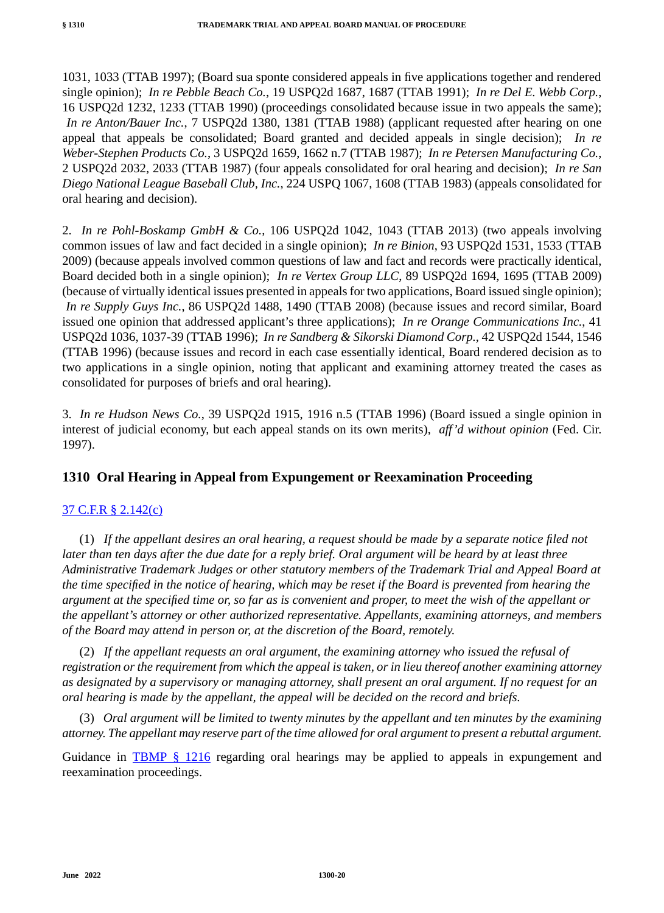1031, 1033 (TTAB 1997); (Board sua sponte considered appeals in five applications together and rendered single opinion); *In re Pebble Beach Co.*, 19 USPQ2d 1687, 1687 (TTAB 1991); *In re Del E. Webb Corp.*, 16 USPQ2d 1232, 1233 (TTAB 1990) (proceedings consolidated because issue in two appeals the same); *In re Anton/Bauer Inc.*, 7 USPQ2d 1380, 1381 (TTAB 1988) (applicant requested after hearing on one appeal that appeals be consolidated; Board granted and decided appeals in single decision); *In re Weber-Stephen Products Co.*, 3 USPQ2d 1659, 1662 n.7 (TTAB 1987); *In re Petersen Manufacturing Co.*, 2 USPQ2d 2032, 2033 (TTAB 1987) (four appeals consolidated for oral hearing and decision); *In re San Diego National League Baseball Club, Inc.*, 224 USPQ 1067, 1608 (TTAB 1983) (appeals consolidated for oral hearing and decision).

2. *In re Pohl-Boskamp GmbH & Co.*, 106 USPQ2d 1042, 1043 (TTAB 2013) (two appeals involving common issues of law and fact decided in a single opinion); *In re Binion*, 93 USPQ2d 1531, 1533 (TTAB 2009) (because appeals involved common questions of law and fact and records were practically identical, Board decided both in a single opinion); *In re Vertex Group LLC*, 89 USPQ2d 1694, 1695 (TTAB 2009) (because of virtually identical issues presented in appeals for two applications, Board issued single opinion); *In re Supply Guys Inc.*, 86 USPQ2d 1488, 1490 (TTAB 2008) (because issues and record similar, Board issued one opinion that addressed applicant's three applications); *In re Orange Communications Inc.*, 41 USPQ2d 1036, 1037-39 (TTAB 1996); *In re Sandberg & Sikorski Diamond Corp.*, 42 USPQ2d 1544, 1546 (TTAB 1996) (because issues and record in each case essentially identical, Board rendered decision as to two applications in a single opinion, noting that applicant and examining attorney treated the cases as consolidated for purposes of briefs and oral hearing).

3. *In re Hudson News Co.*, 39 USPQ2d 1915, 1916 n.5 (TTAB 1996) (Board issued a single opinion in interest of judicial economy, but each appeal stands on its own merits), *aff'd without opinion* (Fed. Cir. 1997).

## 1310 Oral Hearing in Appeal from Expungement or Reexamination Proceeding

37 C.F.R § 2.142(c)

(1) *If the appellant desires an oral hearing, a request should be made by a separate notice filed not later than ten days after the due date for a reply brief. Oral argument will be heard by at least three Administrative Trademark Judges or other statutory members of the Trademark Trial and Appeal Board at the time specified in the notice of hearing, which may be reset if the Board is prevented from hearing the argument at the specified time or, so far as is convenient and proper, to meet the wish of the appellant or the appellant's attorney or other authorized representative. Appellants, examining attorneys, and members of the Board may attend in person or, at the discretion of the Board, remotely.*

(2) *If the appellant requests an oral argument, the examining attorney who issued the refusal of registration or the requirement from which the appeal is taken, or in lieu thereof another examining attorney as designated by a supervisory or managing attorney, shall present an oral argument. If no request for an oral hearing is made by the appellant, the appeal will be decided on the record and briefs.*

(3) *Oral argument will be limited to twenty minutes by the appellant and ten minutes by the examining attorney. The appellant may reserve part of the time allowed for oral argument to present a rebuttal argument.*

Guidance in TBMP § 1216 regarding oral hearings may be applied to appeals in expungement and reexamination proceedings.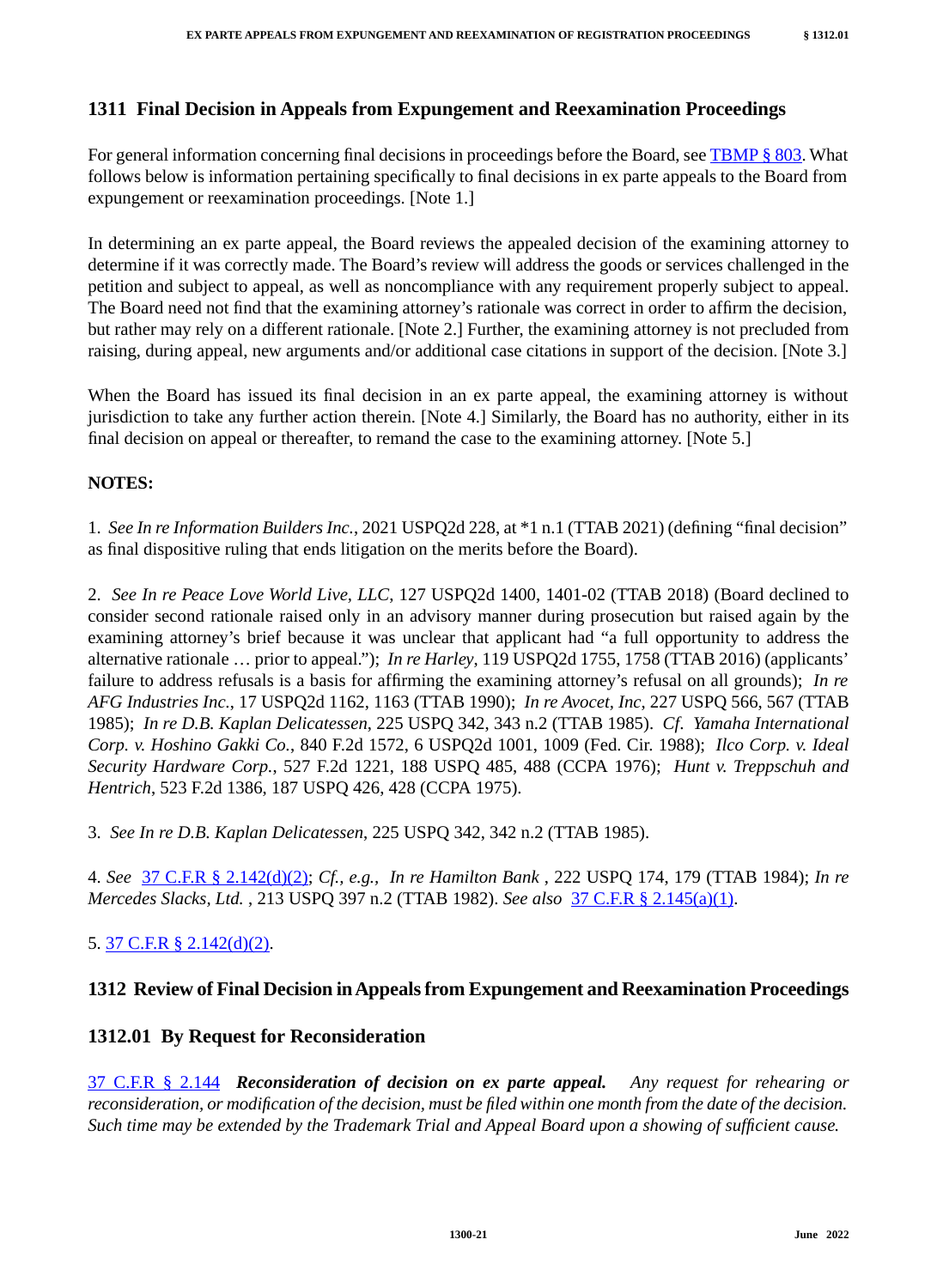## 1311 Final Decision in Appeals from Expungement and Reexamination Proceedings

For general information concerning final decisions in proceedings before the Board, see TBMP § 803. What follows below is information pertaining specifically to final decisions in ex parte appeals to the Board from expungement or reexamination proceedings. [Note 1.]

In determining an ex parte appeal, the Board reviews the appealed decision of the examining attorney to determine if it was correctly made. The Board's review will address the goods or services challenged in the petition and subject to appeal, as well as noncompliance with any requirement properly subject to appeal. The Board need not find that the examining attorney's rationale was correct in order to affirm the decision, but rather may rely on a different rationale. [Note 2.] Further, the examining attorney is not precluded from raising, during appeal, new arguments and/or additional case citations in support of the decision. [Note 3.]

When the Board has issued its final decision in an ex parte appeal, the examining attorney is without jurisdiction to take any further action therein. [Note 4.] Similarly, the Board has no authority, either in its final decision on appeal or thereafter, to remand the case to the examining attorney. [Note 5.]

**NOTES:**

1. *See In re Information Builders Inc.*, 2021 USPQ2d 228, at *1 n.1 (TTAB 2021) (defining "final decision" as final dispositive ruling that ends litigation on the merits before the Board).

2. *See In re Peace Love World Live, LLC*, 127 USPQ2d 1400, 1401-02 (TTAB 2018) (Board declined to consider second rationale raised only in an advisory manner during prosecution but raised again by the examining attorney's brief because it was unclear that applicant had "a full opportunity to address the alternative rationale … prior to appeal."); *In re Harley*, 119 USPQ2d 1755, 1758 (TTAB 2016) (applicants' failure to address refusals is a basis for affirming the examining attorney's refusal on all grounds); *In re AFG Industries Inc.*, 17 USPQ2d 1162, 1163 (TTAB 1990); *In re Avocet, Inc*, 227 USPQ 566, 567 (TTAB 1985); *In re D.B. Kaplan Delicatessen*, 225 USPQ 342, 343 n.2 (TTAB 1985). *Cf. Yamaha International Corp. v. Hoshino Gakki Co.*, 840 F.2d 1572, 6 USPQ2d 1001, 1009 (Fed. Cir. 1988); *Ilco Corp. v. Ideal Security Hardware Corp.*, 527 F.2d 1221, 188 USPQ 485, 488 (CCPA 1976); *Hunt v. Treppschuh and Hentrich*, 523 F.2d 1386, 187 USPQ 426, 428 (CCPA 1975).

3. *See In re D.B. Kaplan Delicatessen*, 225 USPQ 342, 342 n.2 (TTAB 1985).

4. *See* 37 C.F.R § 2.142(d)(2); *Cf., e.g., In re Hamilton Bank* , 222 USPQ 174, 179 (TTAB 1984); *In re Mercedes Slacks, Ltd.* , 213 USPQ 397 n.2 (TTAB 1982). *See also* 37 C.F.R § 2.145(a)(1).

5. 37 C.F.R § 2.142(d)(2).

## 1312 Review of Final Decision in Appeals from Expungement and Reexamination Proceedings

### 1312.01 By Request for Reconsideration

37 C.F.R § 2.144 ***Reconsideration of decision on ex parte appeal.*** *Any request for rehearing or reconsideration, or modification of the decision, must be filed within one month from the date of the decision. Such time may be extended by the Trademark Trial and Appeal Board upon a showing of sufficient cause.*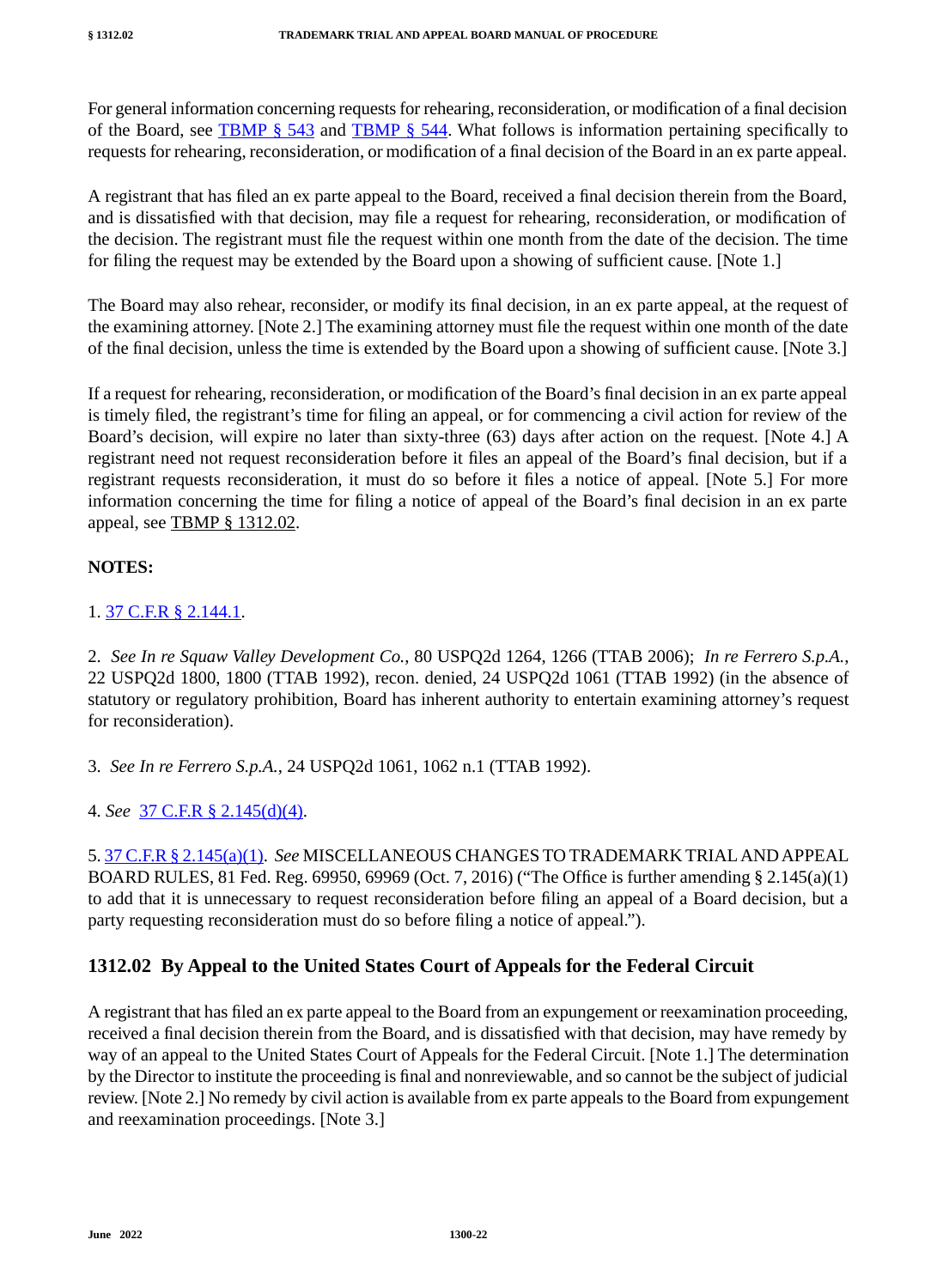For general information concerning requests for rehearing, reconsideration, or modification of a final decision of the Board, see [TBMP § 543] and [TBMP § 544]. What follows is information pertaining specifically to requests for rehearing, reconsideration, or modification of a final decision of the Board in an ex parte appeal.

A registrant that has filed an ex parte appeal to the Board, received a final decision therein from the Board, and is dissatisfied with that decision, may file a request for rehearing, reconsideration, or modification of the decision. The registrant must file the request within one month from the date of the decision. The time for filing the request may be extended by the Board upon a showing of sufficient cause. [Note 1.]

The Board may also rehear, reconsider, or modify its final decision, in an ex parte appeal, at the request of the examining attorney. [Note 2.] The examining attorney must file the request within one month of the date of the final decision, unless the time is extended by the Board upon a showing of sufficient cause. [Note 3.]

If a request for rehearing, reconsideration, or modification of the Board's final decision in an ex parte appeal is timely filed, the registrant's time for filing an appeal, or for commencing a civil action for review of the Board's decision, will expire no later than sixty-three (63) days after action on the request. [Note 4.] A registrant need not request reconsideration before it files an appeal of the Board's final decision, but if a registrant requests reconsideration, it must do so before it files a notice of appeal. [Note 5.] For more information concerning the time for filing a notice of appeal of the Board's final decision in an ex parte appeal, see TBMP § 1312.02.

**NOTES:**

1. 37 C.F.R § 2.144.1.

2. *See In re Squaw Valley Development Co.*, 80 USPQ2d 1264, 1266 (TTAB 2006); *In re Ferrero S.p.A.*, 22 USPQ2d 1800, 1800 (TTAB 1992), recon. denied, 24 USPQ2d 1061 (TTAB 1992) (in the absence of statutory or regulatory prohibition, Board has inherent authority to entertain examining attorney's request for reconsideration).

3. *See In re Ferrero S.p.A.*, 24 USPQ2d 1061, 1062 n.1 (TTAB 1992).

4. *See* 37 C.F.R § 2.145(d)(4).

5. 37 C.F.R § 2.145(a)(1). *See* MISCELLANEOUS CHANGES TO TRADEMARK TRIAL AND APPEAL BOARD RULES, 81 Fed. Reg. 69950, 69969 (Oct. 7, 2016) ("The Office is further amending § 2.145(a)(1) to add that it is unnecessary to request reconsideration before filing an appeal of a Board decision, but a party requesting reconsideration must do so before filing a notice of appeal.").

## 1312.02 By Appeal to the United States Court of Appeals for the Federal Circuit

A registrant that has filed an ex parte appeal to the Board from an expungement or reexamination proceeding, received a final decision therein from the Board, and is dissatisfied with that decision, may have remedy by way of an appeal to the United States Court of Appeals for the Federal Circuit. [Note 1.] The determination by the Director to institute the proceeding is final and nonreviewable, and so cannot be the subject of judicial review. [Note 2.] No remedy by civil action is available from ex parte appeals to the Board from expungement and reexamination proceedings. [Note 3.]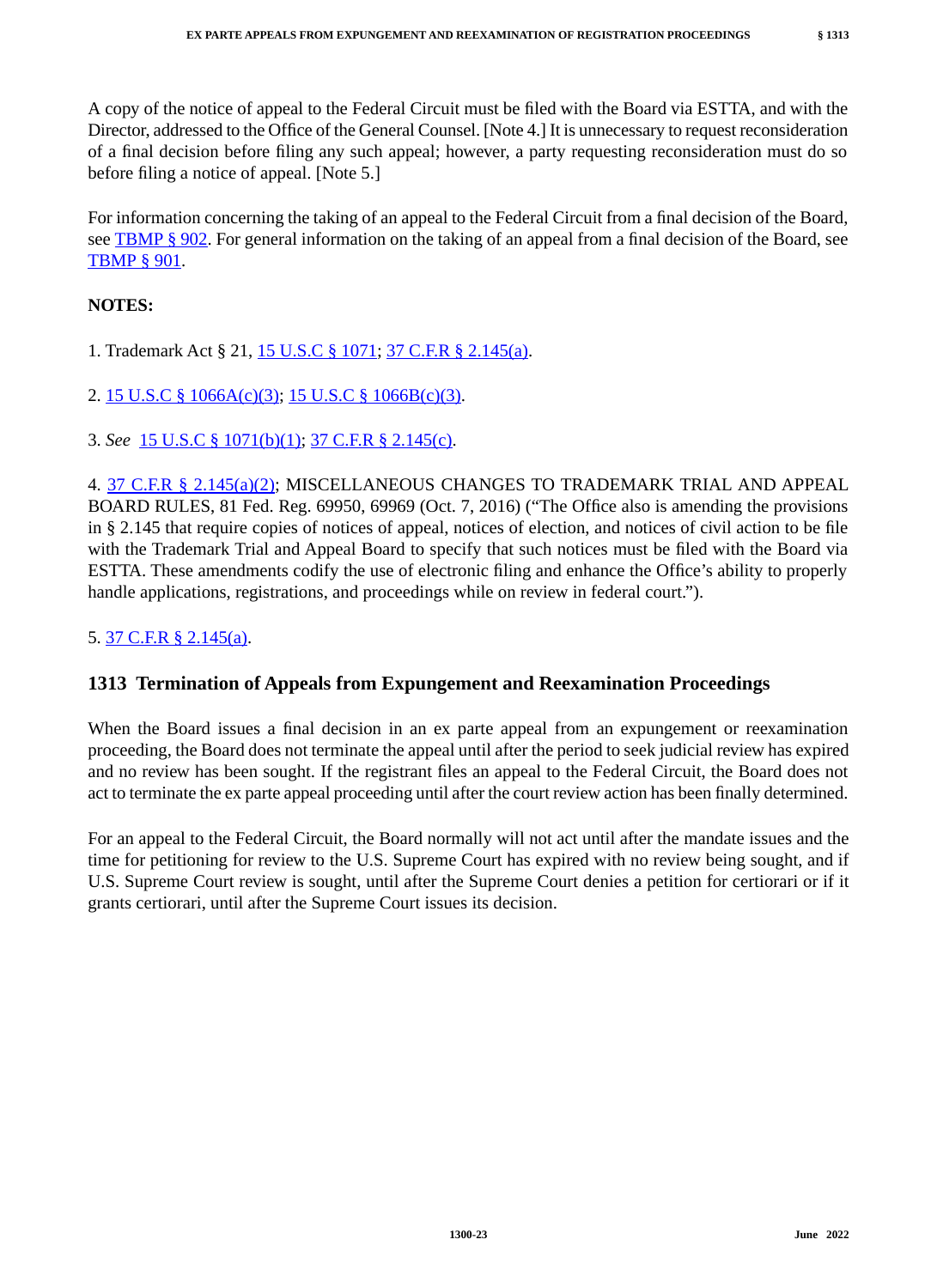A copy of the notice of appeal to the Federal Circuit must be filed with the Board via ESTTA, and with the Director, addressed to the Office of the General Counsel. [Note 4.] It is unnecessary to request reconsideration of a final decision before filing any such appeal; however, a party requesting reconsideration must do so before filing a notice of appeal. [Note 5.]

For information concerning the taking of an appeal to the Federal Circuit from a final decision of the Board, see TBMP § 902. For general information on the taking of an appeal from a final decision of the Board, see TBMP § 901.

**NOTES:**

1. Trademark Act § 21, 15 U.S.C § 1071; 37 C.F.R § 2.145(a).

2. 15 U.S.C § 1066A(c)(3); 15 U.S.C § 1066B(c)(3).

3. *See* 15 U.S.C § 1071(b)(1); 37 C.F.R § 2.145(c).

4. 37 C.F.R § 2.145(a)(2); MISCELLANEOUS CHANGES TO TRADEMARK TRIAL AND APPEAL BOARD RULES, 81 Fed. Reg. 69950, 69969 (Oct. 7, 2016) ("The Office also is amending the provisions in § 2.145 that require copies of notices of appeal, notices of election, and notices of civil action to be file with the Trademark Trial and Appeal Board to specify that such notices must be filed with the Board via ESTTA. These amendments codify the use of electronic filing and enhance the Office's ability to properly handle applications, registrations, and proceedings while on review in federal court.").

5. 37 C.F.R § 2.145(a).

## 1313 Termination of Appeals from Expungement and Reexamination Proceedings

When the Board issues a final decision in an ex parte appeal from an expungement or reexamination proceeding, the Board does not terminate the appeal until after the period to seek judicial review has expired and no review has been sought. If the registrant files an appeal to the Federal Circuit, the Board does not act to terminate the ex parte appeal proceeding until after the court review action has been finally determined.

For an appeal to the Federal Circuit, the Board normally will not act until after the mandate issues and the time for petitioning for review to the U.S. Supreme Court has expired with no review being sought, and if U.S. Supreme Court review is sought, until after the Supreme Court denies a petition for certiorari or if it grants certiorari, until after the Supreme Court issues its decision.